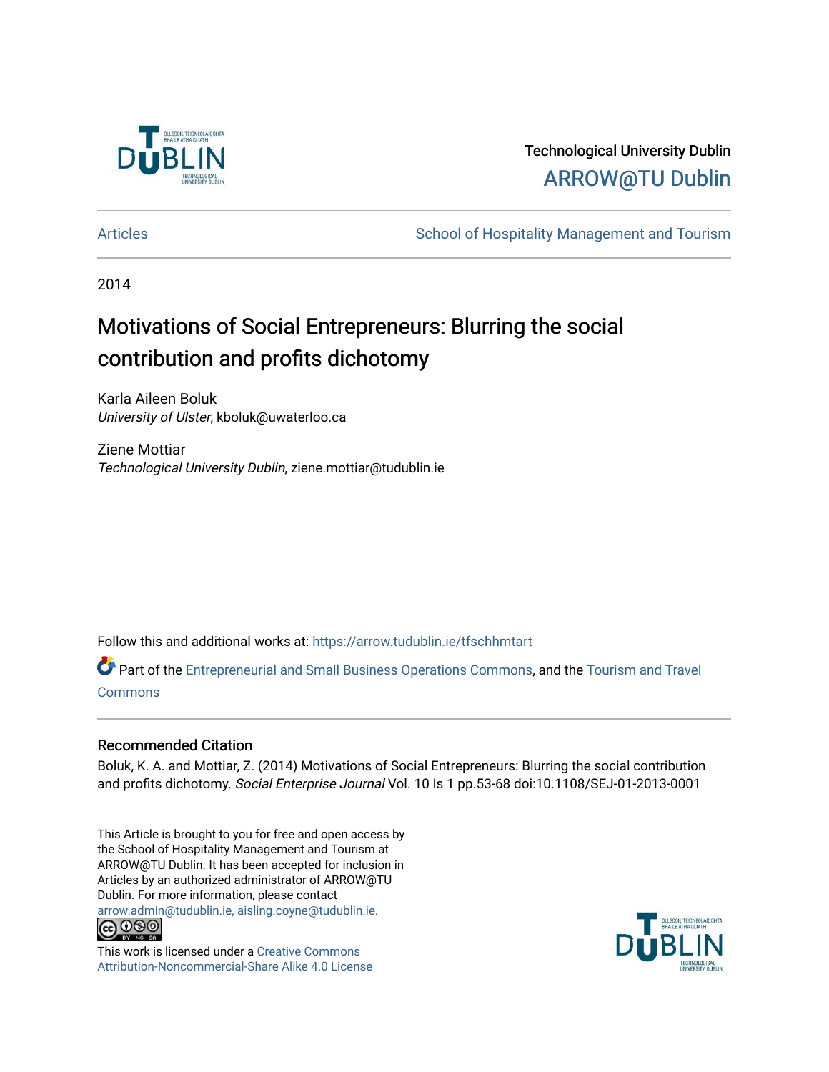Technological University Dublin

ARROW@TU Dublin

Articles | School of Hospitality Management and Tourism

2014

# Motivations of Social Entrepreneurs: Blurring the social contribution and profits dichotomy

Karla Aileen Boluk
*University of Ulster*, kboluk@uwaterloo.ca

Ziene Mottiar
*Technological University Dublin*, ziene.mottiar@tudublin.ie

Follow this and additional works at: https://arrow.tudublin.ie/tfschhmtart

Part of the Entrepreneurial and Small Business Operations Commons, and the Tourism and Travel Commons

## Recommended Citation

Boluk, K. A. and Mottiar, Z. (2014) Motivations of Social Entrepreneurs: Blurring the social contribution and profits dichotomy. *Social Enterprise Journal* Vol. 10 Is 1 pp.53-68 doi:10.1108/SEJ-01-2013-0001

This Article is brought to you for free and open access by the School of Hospitality Management and Tourism at ARROW@TU Dublin. It has been accepted for inclusion in Articles by an authorized administrator of ARROW@TU Dublin. For more information, please contact arrow.admin@tudublin.ie, aisling.coyne@tudublin.ie.

This work is licensed under a Creative Commons Attribution-Noncommercial-Share Alike 4.0 License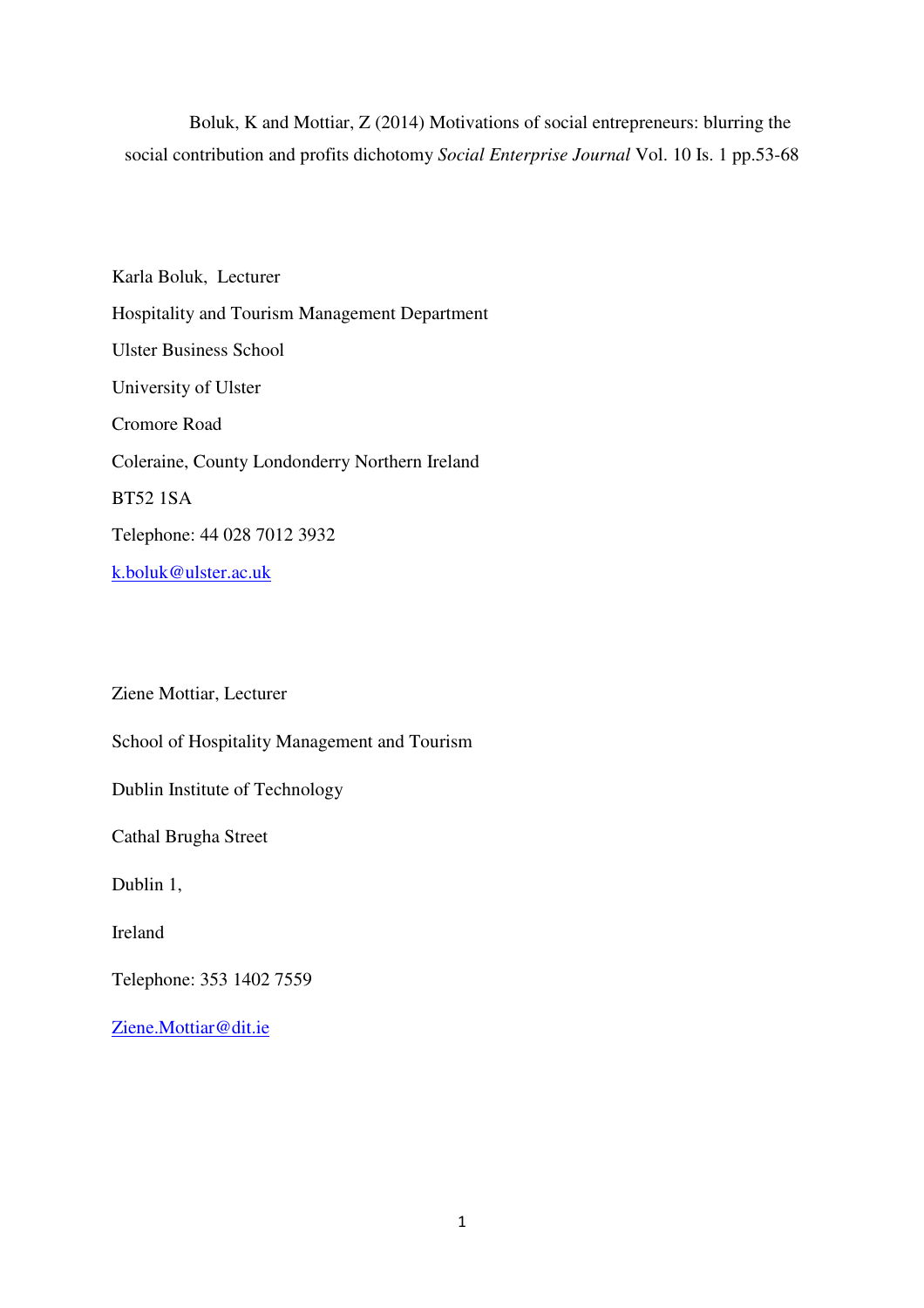Boluk, K and Mottiar, Z (2014) Motivations of social entrepreneurs: blurring the social contribution and profits dichotomy *Social Enterprise Journal* Vol. 10 Is. 1 pp.53-68

Karla Boluk, Lecturer

Hospitality and Tourism Management Department

Ulster Business School

University of Ulster

Cromore Road

Coleraine, County Londonderry Northern Ireland

BT52 1SA

Telephone: 44 028 7012 3932

k.boluk@ulster.ac.uk

Ziene Mottiar, Lecturer

School of Hospitality Management and Tourism

Dublin Institute of Technology

Cathal Brugha Street

Dublin 1,

Ireland

Telephone: 353 1402 7559

Ziene.Mottiar@dit.ie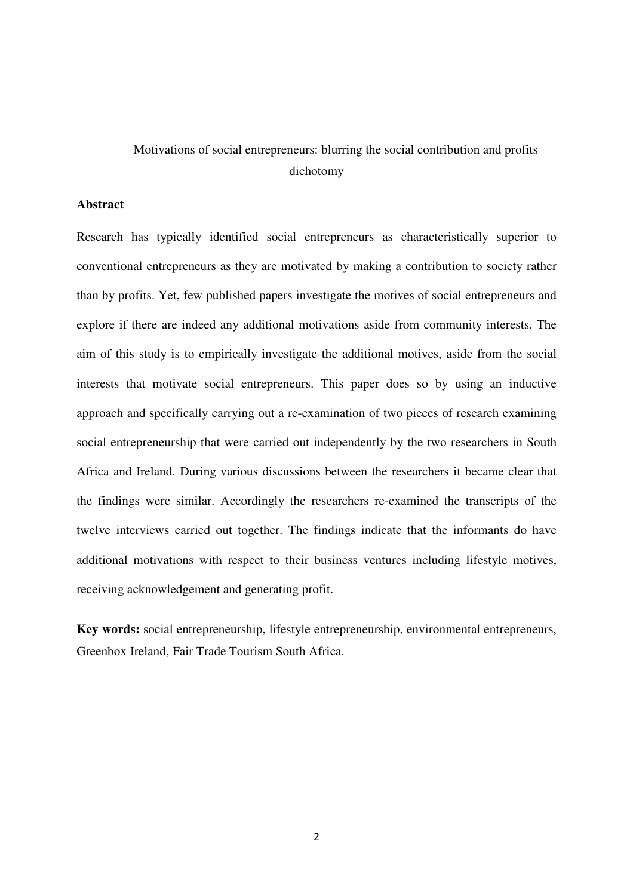# Motivations of social entrepreneurs: blurring the social contribution and profits dichotomy

## Abstract

Research has typically identified social entrepreneurs as characteristically superior to conventional entrepreneurs as they are motivated by making a contribution to society rather than by profits. Yet, few published papers investigate the motives of social entrepreneurs and explore if there are indeed any additional motivations aside from community interests. The aim of this study is to empirically investigate the additional motives, aside from the social interests that motivate social entrepreneurs. This paper does so by using an inductive approach and specifically carrying out a re-examination of two pieces of research examining social entrepreneurship that were carried out independently by the two researchers in South Africa and Ireland. During various discussions between the researchers it became clear that the findings were similar. Accordingly the researchers re-examined the transcripts of the twelve interviews carried out together. The findings indicate that the informants do have additional motivations with respect to their business ventures including lifestyle motives, receiving acknowledgement and generating profit.

**Key words:** social entrepreneurship, lifestyle entrepreneurship, environmental entrepreneurs, Greenbox Ireland, Fair Trade Tourism South Africa.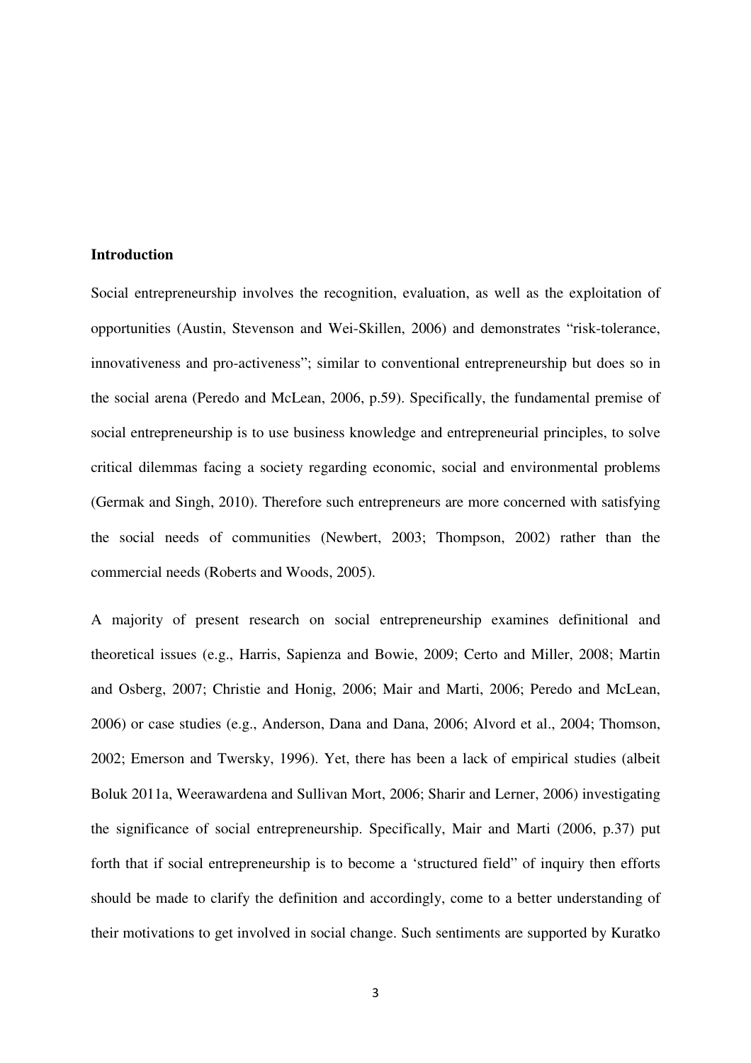## Introduction

Social entrepreneurship involves the recognition, evaluation, as well as the exploitation of opportunities (Austin, Stevenson and Wei-Skillen, 2006) and demonstrates "risk-tolerance, innovativeness and pro-activeness"; similar to conventional entrepreneurship but does so in the social arena (Peredo and McLean, 2006, p.59). Specifically, the fundamental premise of social entrepreneurship is to use business knowledge and entrepreneurial principles, to solve critical dilemmas facing a society regarding economic, social and environmental problems (Germak and Singh, 2010). Therefore such entrepreneurs are more concerned with satisfying the social needs of communities (Newbert, 2003; Thompson, 2002) rather than the commercial needs (Roberts and Woods, 2005).

A majority of present research on social entrepreneurship examines definitional and theoretical issues (e.g., Harris, Sapienza and Bowie, 2009; Certo and Miller, 2008; Martin and Osberg, 2007; Christie and Honig, 2006; Mair and Marti, 2006; Peredo and McLean, 2006) or case studies (e.g., Anderson, Dana and Dana, 2006; Alvord et al., 2004; Thomson, 2002; Emerson and Twersky, 1996). Yet, there has been a lack of empirical studies (albeit Boluk 2011a, Weerawardena and Sullivan Mort, 2006; Sharir and Lerner, 2006) investigating the significance of social entrepreneurship. Specifically, Mair and Marti (2006, p.37) put forth that if social entrepreneurship is to become a 'structured field" of inquiry then efforts should be made to clarify the definition and accordingly, come to a better understanding of their motivations to get involved in social change. Such sentiments are supported by Kuratko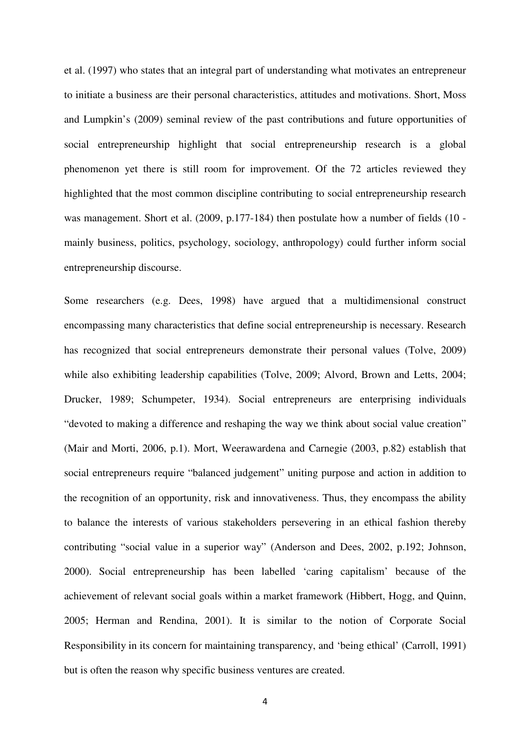et al. (1997) who states that an integral part of understanding what motivates an entrepreneur to initiate a business are their personal characteristics, attitudes and motivations. Short, Moss and Lumpkin's (2009) seminal review of the past contributions and future opportunities of social entrepreneurship highlight that social entrepreneurship research is a global phenomenon yet there is still room for improvement. Of the 72 articles reviewed they highlighted that the most common discipline contributing to social entrepreneurship research was management. Short et al. (2009, p.177-184) then postulate how a number of fields (10 - mainly business, politics, psychology, sociology, anthropology) could further inform social entrepreneurship discourse.

Some researchers (e.g. Dees, 1998) have argued that a multidimensional construct encompassing many characteristics that define social entrepreneurship is necessary. Research has recognized that social entrepreneurs demonstrate their personal values (Tolve, 2009) while also exhibiting leadership capabilities (Tolve, 2009; Alvord, Brown and Letts, 2004; Drucker, 1989; Schumpeter, 1934). Social entrepreneurs are enterprising individuals "devoted to making a difference and reshaping the way we think about social value creation" (Mair and Morti, 2006, p.1). Mort, Weerawardena and Carnegie (2003, p.82) establish that social entrepreneurs require "balanced judgement" uniting purpose and action in addition to the recognition of an opportunity, risk and innovativeness. Thus, they encompass the ability to balance the interests of various stakeholders persevering in an ethical fashion thereby contributing "social value in a superior way" (Anderson and Dees, 2002, p.192; Johnson, 2000). Social entrepreneurship has been labelled 'caring capitalism' because of the achievement of relevant social goals within a market framework (Hibbert, Hogg, and Quinn, 2005; Herman and Rendina, 2001). It is similar to the notion of Corporate Social Responsibility in its concern for maintaining transparency, and 'being ethical' (Carroll, 1991) but is often the reason why specific business ventures are created.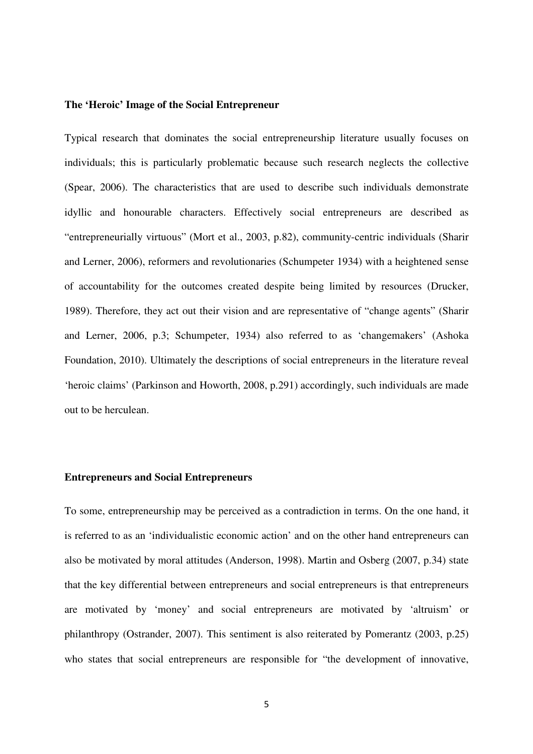**The 'Heroic' Image of the Social Entrepreneur**

Typical research that dominates the social entrepreneurship literature usually focuses on individuals; this is particularly problematic because such research neglects the collective (Spear, 2006). The characteristics that are used to describe such individuals demonstrate idyllic and honourable characters. Effectively social entrepreneurs are described as "entrepreneurially virtuous" (Mort et al., 2003, p.82), community-centric individuals (Sharir and Lerner, 2006), reformers and revolutionaries (Schumpeter 1934) with a heightened sense of accountability for the outcomes created despite being limited by resources (Drucker, 1989). Therefore, they act out their vision and are representative of "change agents" (Sharir and Lerner, 2006, p.3; Schumpeter, 1934) also referred to as 'changemakers' (Ashoka Foundation, 2010). Ultimately the descriptions of social entrepreneurs in the literature reveal 'heroic claims' (Parkinson and Howorth, 2008, p.291) accordingly, such individuals are made out to be herculean.

**Entrepreneurs and Social Entrepreneurs**

To some, entrepreneurship may be perceived as a contradiction in terms. On the one hand, it is referred to as an 'individualistic economic action' and on the other hand entrepreneurs can also be motivated by moral attitudes (Anderson, 1998). Martin and Osberg (2007, p.34) state that the key differential between entrepreneurs and social entrepreneurs is that entrepreneurs are motivated by 'money' and social entrepreneurs are motivated by 'altruism' or philanthropy (Ostrander, 2007). This sentiment is also reiterated by Pomerantz (2003, p.25) who states that social entrepreneurs are responsible for "the development of innovative,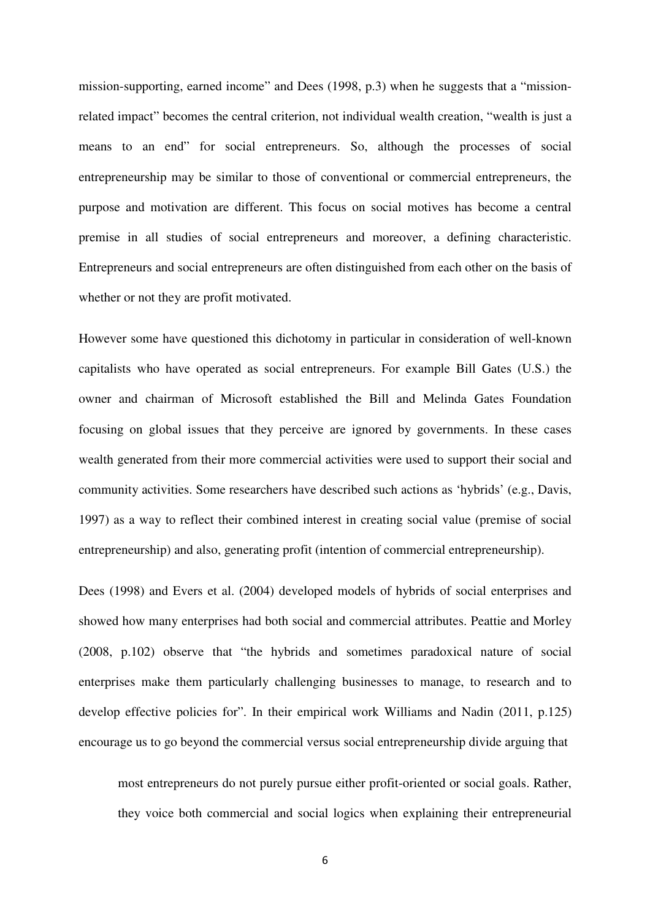mission-supporting, earned income" and Dees (1998, p.3) when he suggests that a "mission-related impact" becomes the central criterion, not individual wealth creation, "wealth is just a means to an end" for social entrepreneurs. So, although the processes of social entrepreneurship may be similar to those of conventional or commercial entrepreneurs, the purpose and motivation are different. This focus on social motives has become a central premise in all studies of social entrepreneurs and moreover, a defining characteristic. Entrepreneurs and social entrepreneurs are often distinguished from each other on the basis of whether or not they are profit motivated.

However some have questioned this dichotomy in particular in consideration of well-known capitalists who have operated as social entrepreneurs. For example Bill Gates (U.S.) the owner and chairman of Microsoft established the Bill and Melinda Gates Foundation focusing on global issues that they perceive are ignored by governments. In these cases wealth generated from their more commercial activities were used to support their social and community activities. Some researchers have described such actions as 'hybrids' (e.g., Davis, 1997) as a way to reflect their combined interest in creating social value (premise of social entrepreneurship) and also, generating profit (intention of commercial entrepreneurship).

Dees (1998) and Evers et al. (2004) developed models of hybrids of social enterprises and showed how many enterprises had both social and commercial attributes. Peattie and Morley (2008, p.102) observe that "the hybrids and sometimes paradoxical nature of social enterprises make them particularly challenging businesses to manage, to research and to develop effective policies for". In their empirical work Williams and Nadin (2011, p.125) encourage us to go beyond the commercial versus social entrepreneurship divide arguing that

> most entrepreneurs do not purely pursue either profit-oriented or social goals. Rather, they voice both commercial and social logics when explaining their entrepreneurial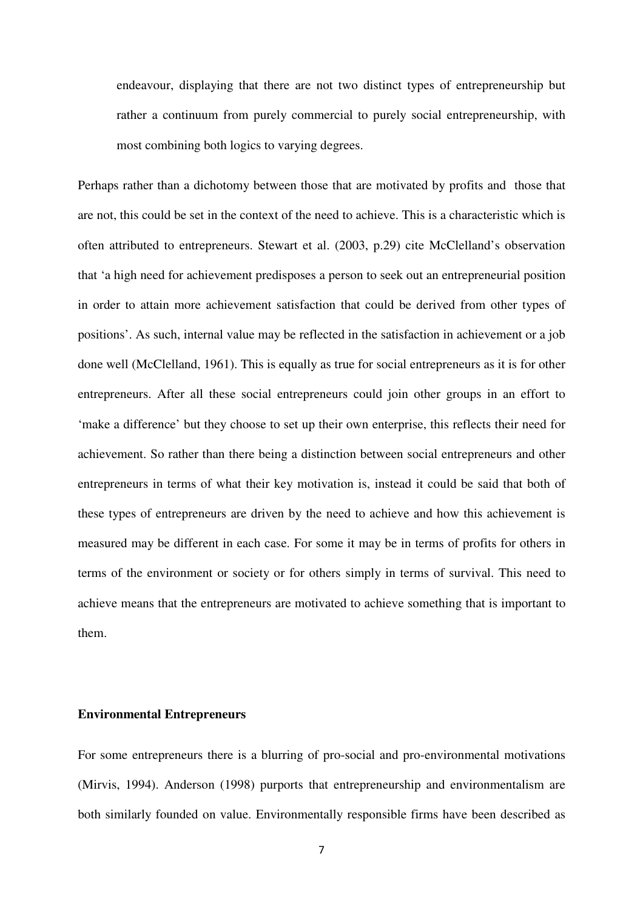endeavour, displaying that there are not two distinct types of entrepreneurship but rather a continuum from purely commercial to purely social entrepreneurship, with most combining both logics to varying degrees.

Perhaps rather than a dichotomy between those that are motivated by profits and those that are not, this could be set in the context of the need to achieve. This is a characteristic which is often attributed to entrepreneurs. Stewart et al. (2003, p.29) cite McClelland's observation that 'a high need for achievement predisposes a person to seek out an entrepreneurial position in order to attain more achievement satisfaction that could be derived from other types of positions'. As such, internal value may be reflected in the satisfaction in achievement or a job done well (McClelland, 1961). This is equally as true for social entrepreneurs as it is for other entrepreneurs. After all these social entrepreneurs could join other groups in an effort to 'make a difference' but they choose to set up their own enterprise, this reflects their need for achievement. So rather than there being a distinction between social entrepreneurs and other entrepreneurs in terms of what their key motivation is, instead it could be said that both of these types of entrepreneurs are driven by the need to achieve and how this achievement is measured may be different in each case. For some it may be in terms of profits for others in terms of the environment or society or for others simply in terms of survival. This need to achieve means that the entrepreneurs are motivated to achieve something that is important to them.

**Environmental Entrepreneurs**

For some entrepreneurs there is a blurring of pro-social and pro-environmental motivations (Mirvis, 1994). Anderson (1998) purports that entrepreneurship and environmentalism are both similarly founded on value. Environmentally responsible firms have been described as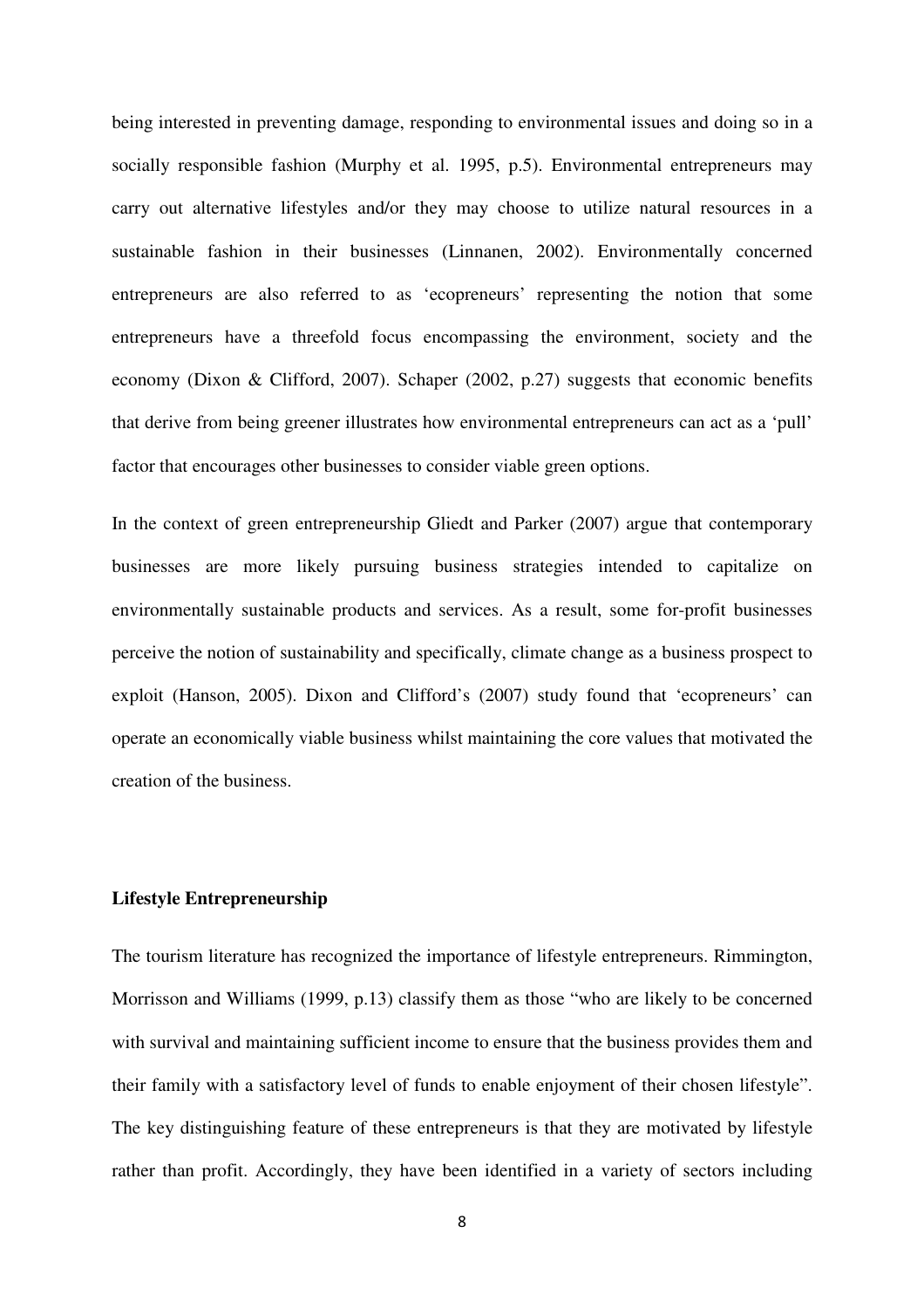being interested in preventing damage, responding to environmental issues and doing so in a socially responsible fashion (Murphy et al. 1995, p.5). Environmental entrepreneurs may carry out alternative lifestyles and/or they may choose to utilize natural resources in a sustainable fashion in their businesses (Linnanen, 2002). Environmentally concerned entrepreneurs are also referred to as 'ecopreneurs' representing the notion that some entrepreneurs have a threefold focus encompassing the environment, society and the economy (Dixon & Clifford, 2007). Schaper (2002, p.27) suggests that economic benefits that derive from being greener illustrates how environmental entrepreneurs can act as a 'pull' factor that encourages other businesses to consider viable green options.

In the context of green entrepreneurship Gliedt and Parker (2007) argue that contemporary businesses are more likely pursuing business strategies intended to capitalize on environmentally sustainable products and services. As a result, some for-profit businesses perceive the notion of sustainability and specifically, climate change as a business prospect to exploit (Hanson, 2005). Dixon and Clifford's (2007) study found that 'ecopreneurs' can operate an economically viable business whilst maintaining the core values that motivated the creation of the business.

**Lifestyle Entrepreneurship**

The tourism literature has recognized the importance of lifestyle entrepreneurs. Rimmington, Morrisson and Williams (1999, p.13) classify them as those "who are likely to be concerned with survival and maintaining sufficient income to ensure that the business provides them and their family with a satisfactory level of funds to enable enjoyment of their chosen lifestyle". The key distinguishing feature of these entrepreneurs is that they are motivated by lifestyle rather than profit. Accordingly, they have been identified in a variety of sectors including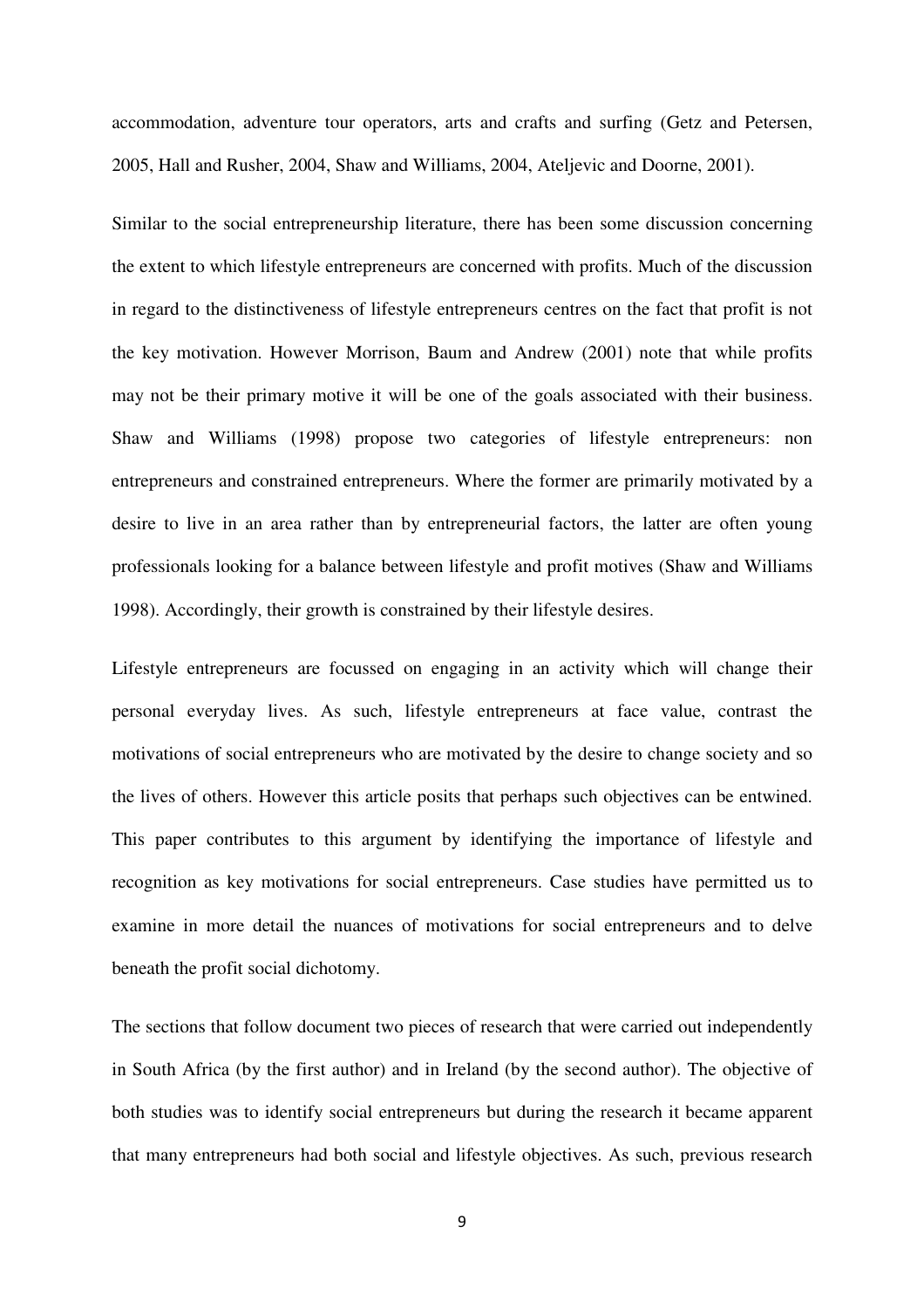accommodation, adventure tour operators, arts and crafts and surfing (Getz and Petersen, 2005, Hall and Rusher, 2004, Shaw and Williams, 2004, Ateljevic and Doorne, 2001).

Similar to the social entrepreneurship literature, there has been some discussion concerning the extent to which lifestyle entrepreneurs are concerned with profits. Much of the discussion in regard to the distinctiveness of lifestyle entrepreneurs centres on the fact that profit is not the key motivation. However Morrison, Baum and Andrew (2001) note that while profits may not be their primary motive it will be one of the goals associated with their business. Shaw and Williams (1998) propose two categories of lifestyle entrepreneurs: non entrepreneurs and constrained entrepreneurs. Where the former are primarily motivated by a desire to live in an area rather than by entrepreneurial factors, the latter are often young professionals looking for a balance between lifestyle and profit motives (Shaw and Williams 1998). Accordingly, their growth is constrained by their lifestyle desires.

Lifestyle entrepreneurs are focussed on engaging in an activity which will change their personal everyday lives. As such, lifestyle entrepreneurs at face value, contrast the motivations of social entrepreneurs who are motivated by the desire to change society and so the lives of others. However this article posits that perhaps such objectives can be entwined. This paper contributes to this argument by identifying the importance of lifestyle and recognition as key motivations for social entrepreneurs. Case studies have permitted us to examine in more detail the nuances of motivations for social entrepreneurs and to delve beneath the profit social dichotomy.

The sections that follow document two pieces of research that were carried out independently in South Africa (by the first author) and in Ireland (by the second author). The objective of both studies was to identify social entrepreneurs but during the research it became apparent that many entrepreneurs had both social and lifestyle objectives. As such, previous research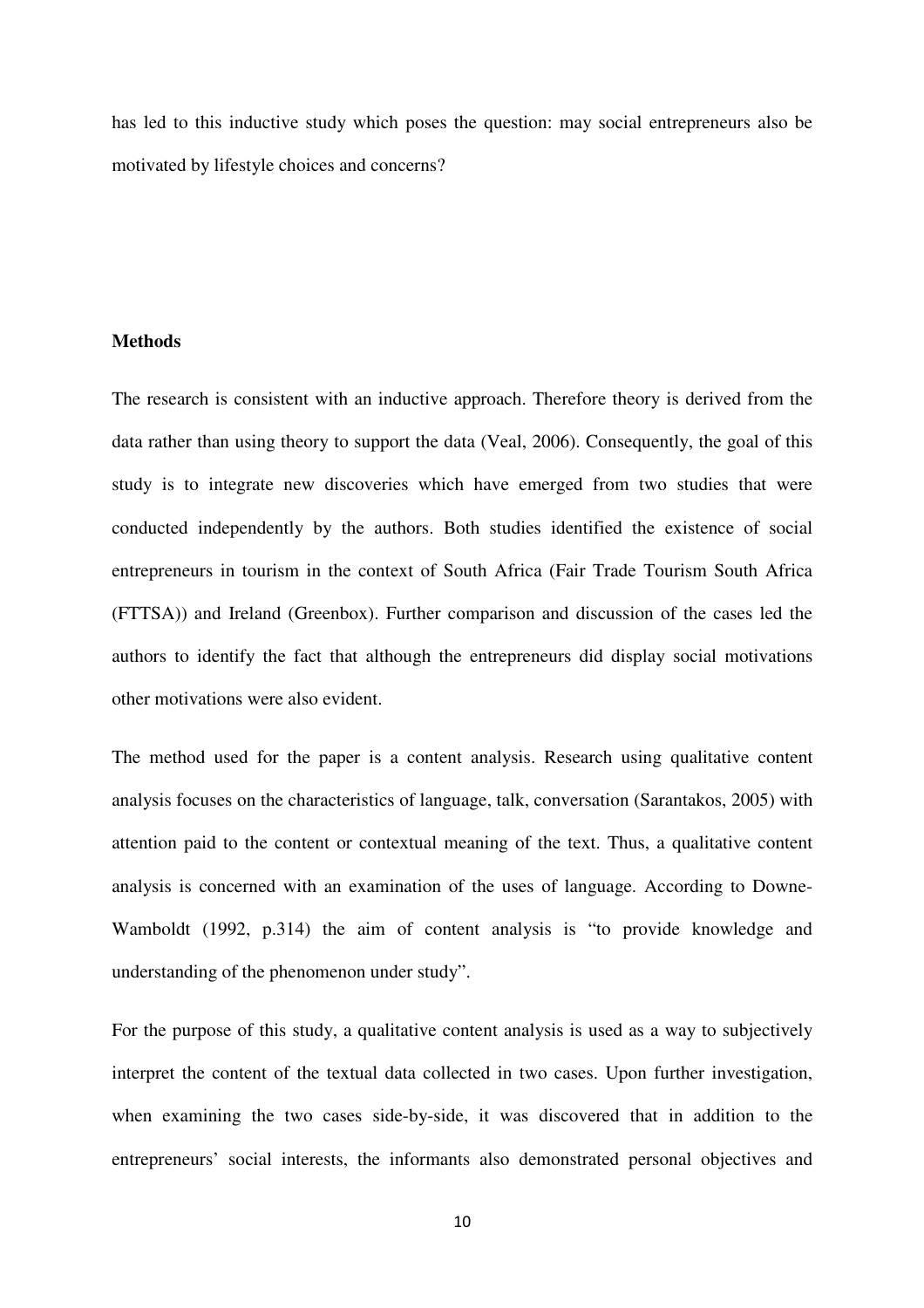has led to this inductive study which poses the question: may social entrepreneurs also be motivated by lifestyle choices and concerns?

## Methods

The research is consistent with an inductive approach. Therefore theory is derived from the data rather than using theory to support the data (Veal, 2006). Consequently, the goal of this study is to integrate new discoveries which have emerged from two studies that were conducted independently by the authors. Both studies identified the existence of social entrepreneurs in tourism in the context of South Africa (Fair Trade Tourism South Africa (FTTSA)) and Ireland (Greenbox). Further comparison and discussion of the cases led the authors to identify the fact that although the entrepreneurs did display social motivations other motivations were also evident.

The method used for the paper is a content analysis. Research using qualitative content analysis focuses on the characteristics of language, talk, conversation (Sarantakos, 2005) with attention paid to the content or contextual meaning of the text. Thus, a qualitative content analysis is concerned with an examination of the uses of language. According to Downe-Wamboldt (1992, p.314) the aim of content analysis is "to provide knowledge and understanding of the phenomenon under study".

For the purpose of this study, a qualitative content analysis is used as a way to subjectively interpret the content of the textual data collected in two cases. Upon further investigation, when examining the two cases side-by-side, it was discovered that in addition to the entrepreneurs' social interests, the informants also demonstrated personal objectives and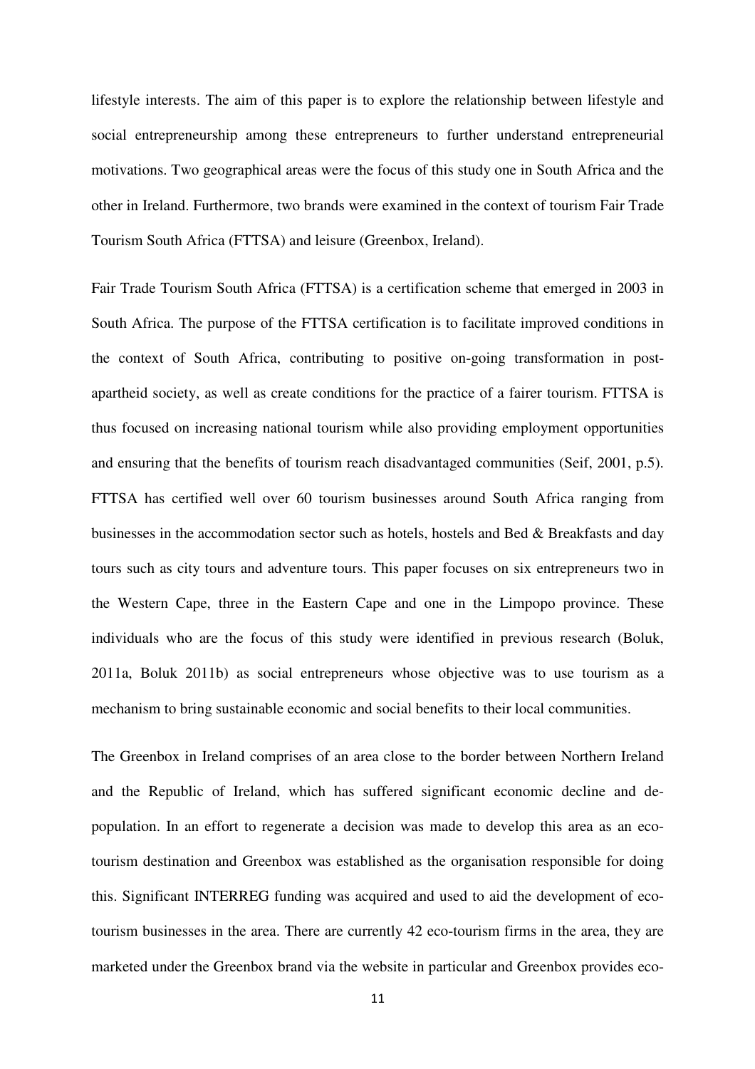lifestyle interests. The aim of this paper is to explore the relationship between lifestyle and social entrepreneurship among these entrepreneurs to further understand entrepreneurial motivations. Two geographical areas were the focus of this study one in South Africa and the other in Ireland. Furthermore, two brands were examined in the context of tourism Fair Trade Tourism South Africa (FTTSA) and leisure (Greenbox, Ireland).

Fair Trade Tourism South Africa (FTTSA) is a certification scheme that emerged in 2003 in South Africa. The purpose of the FTTSA certification is to facilitate improved conditions in the context of South Africa, contributing to positive on-going transformation in post-apartheid society, as well as create conditions for the practice of a fairer tourism. FTTSA is thus focused on increasing national tourism while also providing employment opportunities and ensuring that the benefits of tourism reach disadvantaged communities (Seif, 2001, p.5). FTTSA has certified well over 60 tourism businesses around South Africa ranging from businesses in the accommodation sector such as hotels, hostels and Bed & Breakfasts and day tours such as city tours and adventure tours. This paper focuses on six entrepreneurs two in the Western Cape, three in the Eastern Cape and one in the Limpopo province. These individuals who are the focus of this study were identified in previous research (Boluk, 2011a, Boluk 2011b) as social entrepreneurs whose objective was to use tourism as a mechanism to bring sustainable economic and social benefits to their local communities.

The Greenbox in Ireland comprises of an area close to the border between Northern Ireland and the Republic of Ireland, which has suffered significant economic decline and de-population. In an effort to regenerate a decision was made to develop this area as an eco-tourism destination and Greenbox was established as the organisation responsible for doing this. Significant INTERREG funding was acquired and used to aid the development of eco-tourism businesses in the area. There are currently 42 eco-tourism firms in the area, they are marketed under the Greenbox brand via the website in particular and Greenbox provides eco-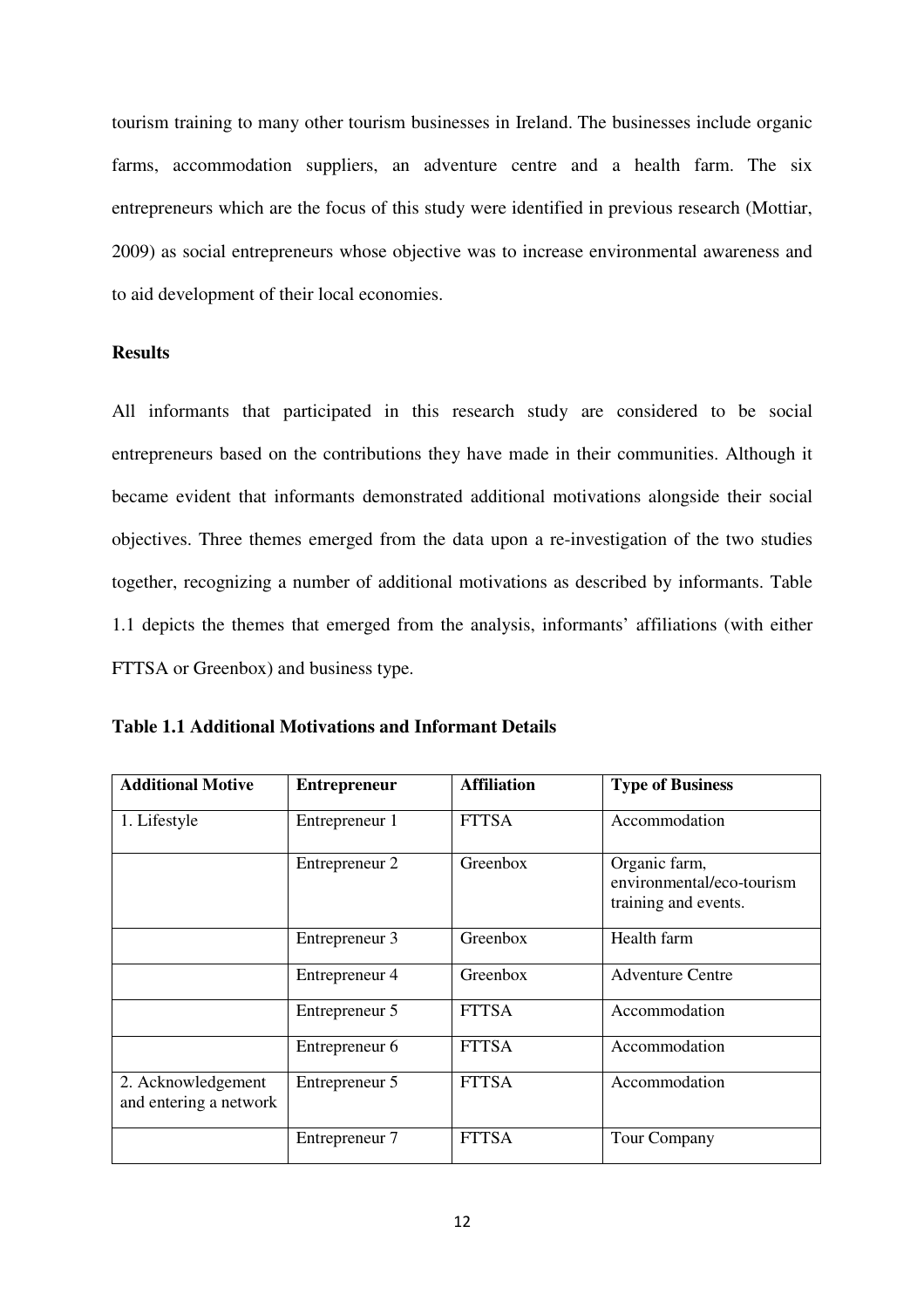tourism training to many other tourism businesses in Ireland. The businesses include organic farms, accommodation suppliers, an adventure centre and a health farm. The six entrepreneurs which are the focus of this study were identified in previous research (Mottiar, 2009) as social entrepreneurs whose objective was to increase environmental awareness and to aid development of their local economies.

## Results

All informants that participated in this research study are considered to be social entrepreneurs based on the contributions they have made in their communities. Although it became evident that informants demonstrated additional motivations alongside their social objectives. Three themes emerged from the data upon a re-investigation of the two studies together, recognizing a number of additional motivations as described by informants. Table 1.1 depicts the themes that emerged from the analysis, informants' affiliations (with either FTTSA or Greenbox) and business type.

**Table 1.1 Additional Motivations and Informant Details**

| Additional Motive | Entrepreneur | Affiliation | Type of Business |
|---|---|---|---|
| 1. Lifestyle | Entrepreneur 1 | FTTSA | Accommodation |
| | Entrepreneur 2 | Greenbox | Organic farm, environmental/eco-tourism training and events. |
| | Entrepreneur 3 | Greenbox | Health farm |
| | Entrepreneur 4 | Greenbox | Adventure Centre |
| | Entrepreneur 5 | FTTSA | Accommodation |
| | Entrepreneur 6 | FTTSA | Accommodation |
| 2. Acknowledgement and entering a network | Entrepreneur 5 | FTTSA | Accommodation |
| | Entrepreneur 7 | FTTSA | Tour Company |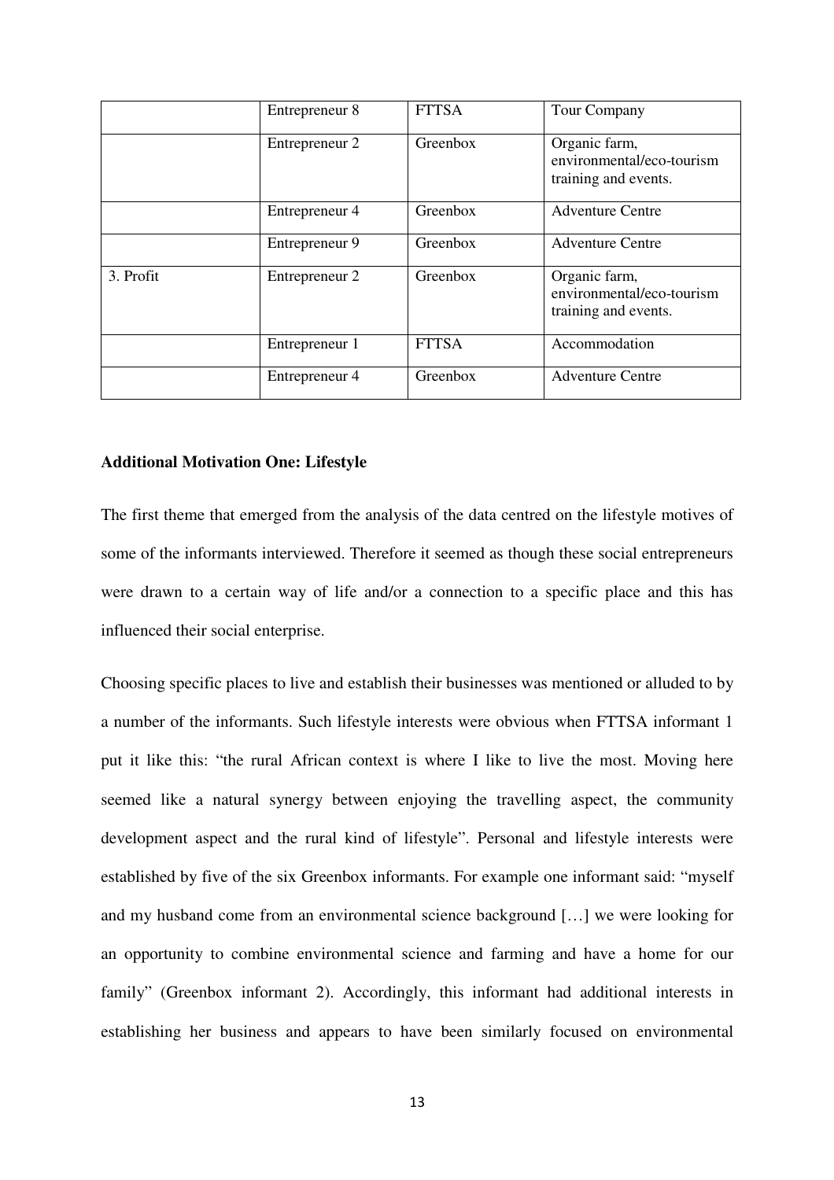| | | | |
|---|---|---|---|
| | Entrepreneur 8 | FTTSA | Tour Company |
| | Entrepreneur 2 | Greenbox | Organic farm, environmental/eco-tourism training and events. |
| | Entrepreneur 4 | Greenbox | Adventure Centre |
| | Entrepreneur 9 | Greenbox | Adventure Centre |
| 3. Profit | Entrepreneur 2 | Greenbox | Organic farm, environmental/eco-tourism training and events. |
| | Entrepreneur 1 | FTTSA | Accommodation |
| | Entrepreneur 4 | Greenbox | Adventure Centre |

**Additional Motivation One: Lifestyle**

The first theme that emerged from the analysis of the data centred on the lifestyle motives of some of the informants interviewed. Therefore it seemed as though these social entrepreneurs were drawn to a certain way of life and/or a connection to a specific place and this has influenced their social enterprise.

Choosing specific places to live and establish their businesses was mentioned or alluded to by a number of the informants. Such lifestyle interests were obvious when FTTSA informant 1 put it like this: "the rural African context is where I like to live the most. Moving here seemed like a natural synergy between enjoying the travelling aspect, the community development aspect and the rural kind of lifestyle". Personal and lifestyle interests were established by five of the six Greenbox informants. For example one informant said: "myself and my husband come from an environmental science background […] we were looking for an opportunity to combine environmental science and farming and have a home for our family" (Greenbox informant 2). Accordingly, this informant had additional interests in establishing her business and appears to have been similarly focused on environmental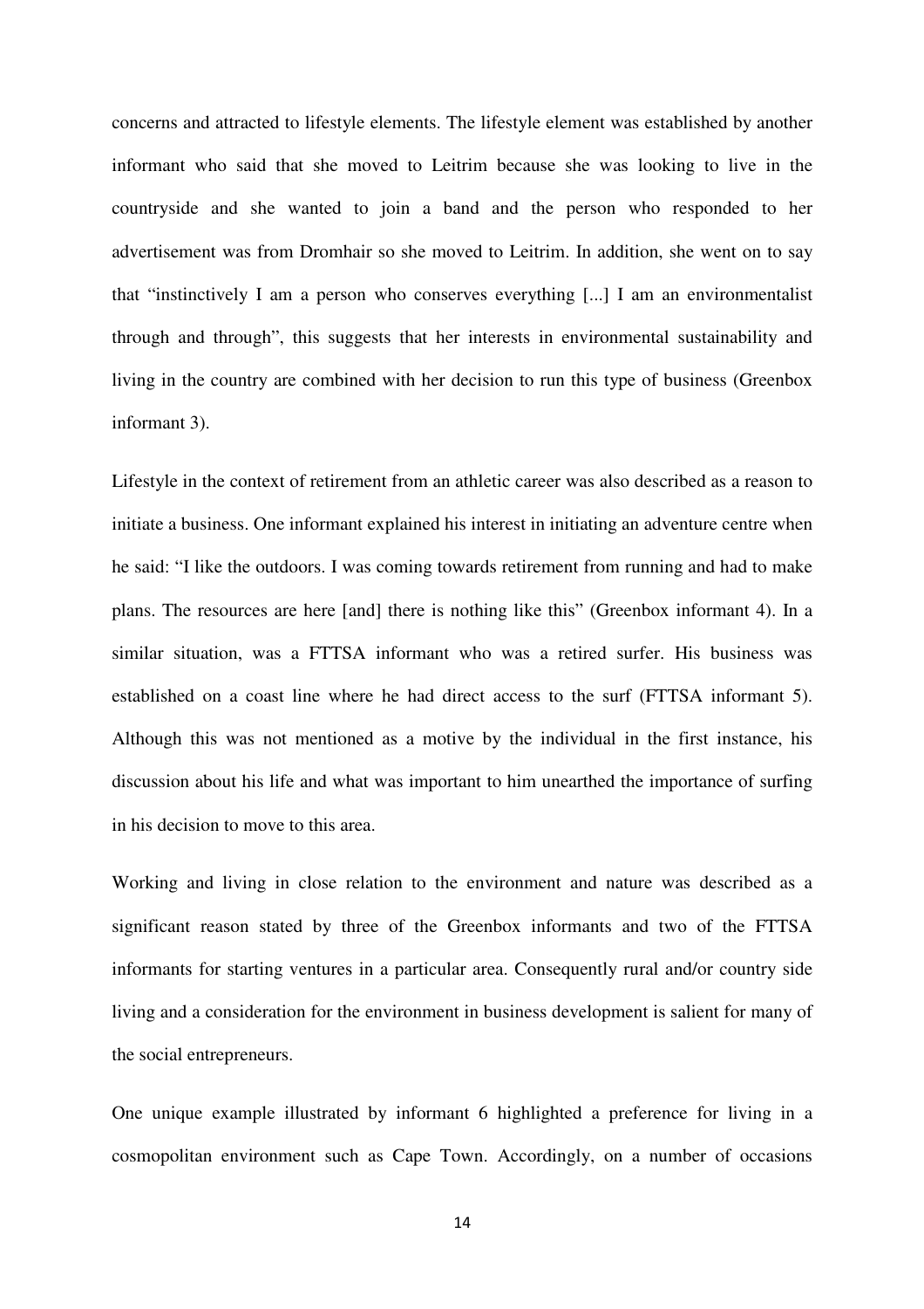concerns and attracted to lifestyle elements. The lifestyle element was established by another informant who said that she moved to Leitrim because she was looking to live in the countryside and she wanted to join a band and the person who responded to her advertisement was from Dromhair so she moved to Leitrim. In addition, she went on to say that "instinctively I am a person who conserves everything [...] I am an environmentalist through and through", this suggests that her interests in environmental sustainability and living in the country are combined with her decision to run this type of business (Greenbox informant 3).

Lifestyle in the context of retirement from an athletic career was also described as a reason to initiate a business. One informant explained his interest in initiating an adventure centre when he said: "I like the outdoors. I was coming towards retirement from running and had to make plans. The resources are here [and] there is nothing like this" (Greenbox informant 4). In a similar situation, was a FTTSA informant who was a retired surfer. His business was established on a coast line where he had direct access to the surf (FTTSA informant 5). Although this was not mentioned as a motive by the individual in the first instance, his discussion about his life and what was important to him unearthed the importance of surfing in his decision to move to this area.

Working and living in close relation to the environment and nature was described as a significant reason stated by three of the Greenbox informants and two of the FTTSA informants for starting ventures in a particular area. Consequently rural and/or country side living and a consideration for the environment in business development is salient for many of the social entrepreneurs.

One unique example illustrated by informant 6 highlighted a preference for living in a cosmopolitan environment such as Cape Town. Accordingly, on a number of occasions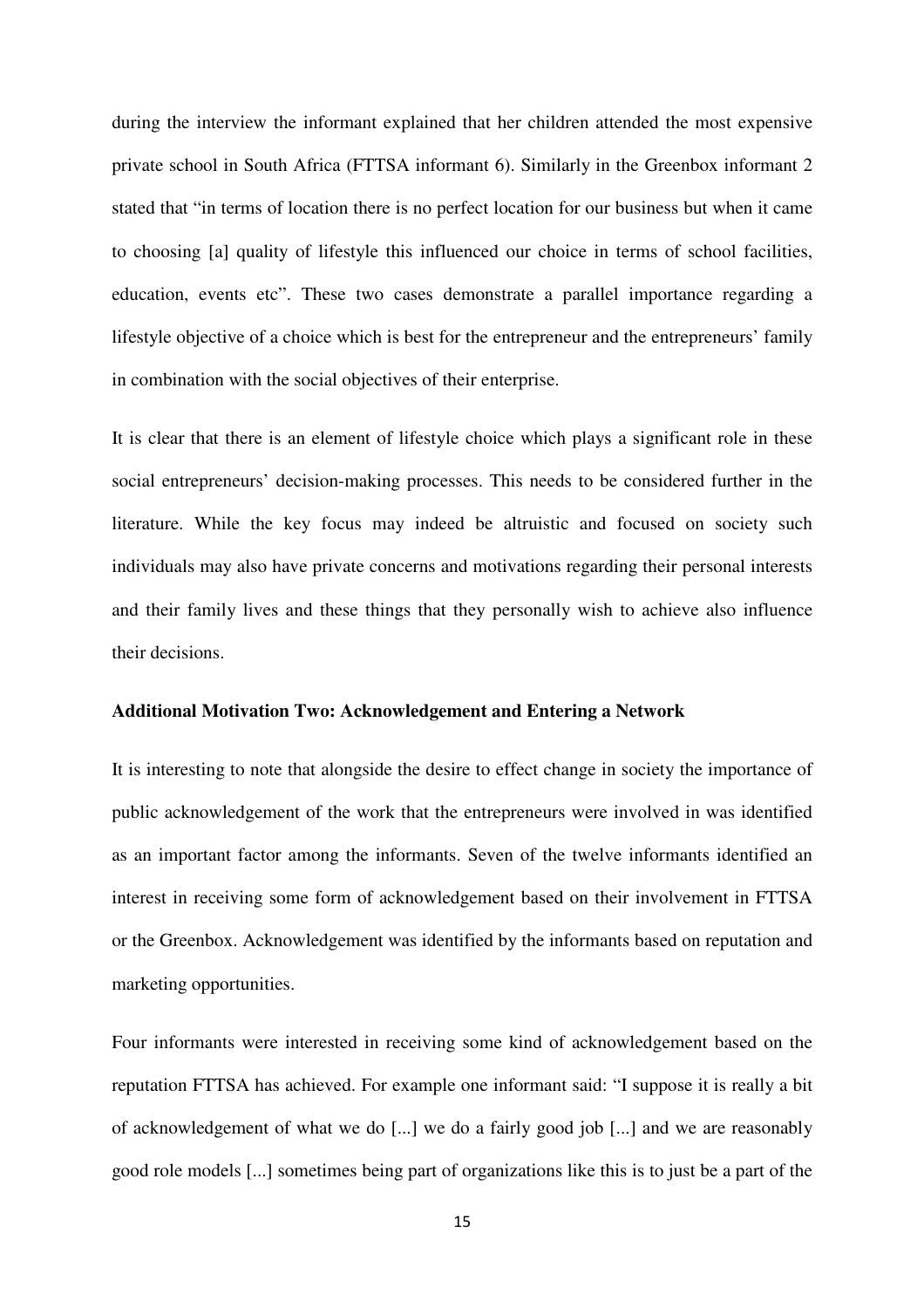during the interview the informant explained that her children attended the most expensive private school in South Africa (FTTSA informant 6). Similarly in the Greenbox informant 2 stated that "in terms of location there is no perfect location for our business but when it came to choosing [a] quality of lifestyle this influenced our choice in terms of school facilities, education, events etc". These two cases demonstrate a parallel importance regarding a lifestyle objective of a choice which is best for the entrepreneur and the entrepreneurs' family in combination with the social objectives of their enterprise.

It is clear that there is an element of lifestyle choice which plays a significant role in these social entrepreneurs' decision-making processes. This needs to be considered further in the literature. While the key focus may indeed be altruistic and focused on society such individuals may also have private concerns and motivations regarding their personal interests and their family lives and these things that they personally wish to achieve also influence their decisions.

**Additional Motivation Two: Acknowledgement and Entering a Network**

It is interesting to note that alongside the desire to effect change in society the importance of public acknowledgement of the work that the entrepreneurs were involved in was identified as an important factor among the informants. Seven of the twelve informants identified an interest in receiving some form of acknowledgement based on their involvement in FTTSA or the Greenbox. Acknowledgement was identified by the informants based on reputation and marketing opportunities.

Four informants were interested in receiving some kind of acknowledgement based on the reputation FTTSA has achieved. For example one informant said: "I suppose it is really a bit of acknowledgement of what we do [...] we do a fairly good job [...] and we are reasonably good role models [...] sometimes being part of organizations like this is to just be a part of the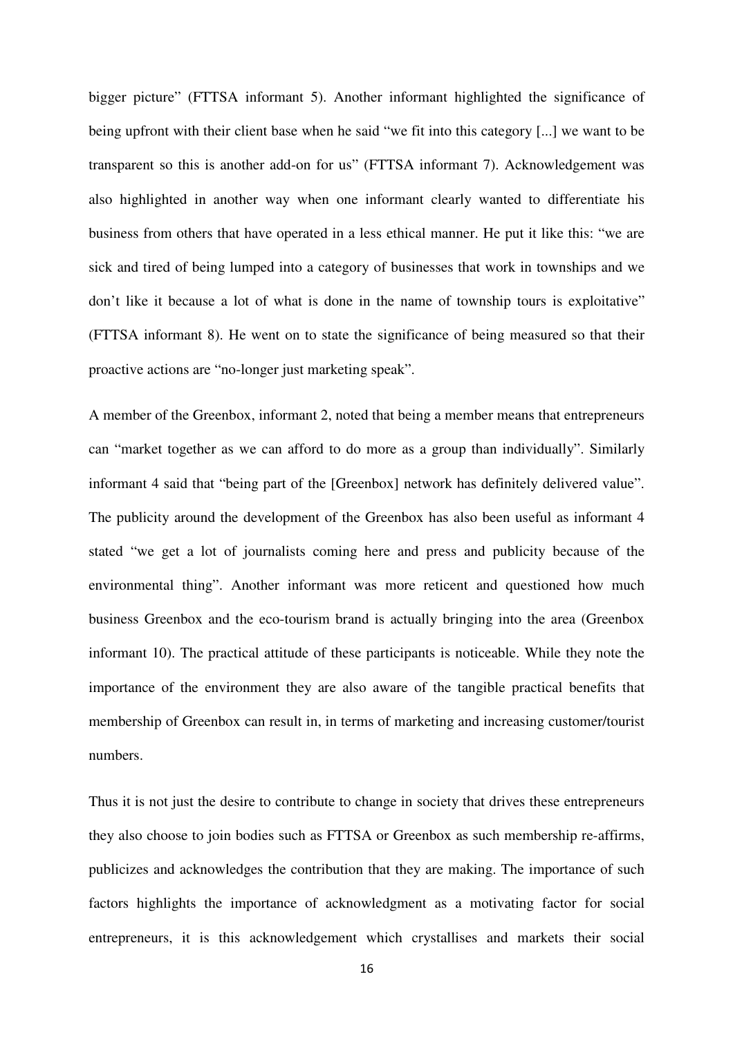bigger picture" (FTTSA informant 5). Another informant highlighted the significance of being upfront with their client base when he said "we fit into this category [...] we want to be transparent so this is another add-on for us" (FTTSA informant 7). Acknowledgement was also highlighted in another way when one informant clearly wanted to differentiate his business from others that have operated in a less ethical manner. He put it like this: "we are sick and tired of being lumped into a category of businesses that work in townships and we don't like it because a lot of what is done in the name of township tours is exploitative" (FTTSA informant 8). He went on to state the significance of being measured so that their proactive actions are "no-longer just marketing speak".

A member of the Greenbox, informant 2, noted that being a member means that entrepreneurs can "market together as we can afford to do more as a group than individually". Similarly informant 4 said that "being part of the [Greenbox] network has definitely delivered value". The publicity around the development of the Greenbox has also been useful as informant 4 stated "we get a lot of journalists coming here and press and publicity because of the environmental thing". Another informant was more reticent and questioned how much business Greenbox and the eco-tourism brand is actually bringing into the area (Greenbox informant 10). The practical attitude of these participants is noticeable. While they note the importance of the environment they are also aware of the tangible practical benefits that membership of Greenbox can result in, in terms of marketing and increasing customer/tourist numbers.

Thus it is not just the desire to contribute to change in society that drives these entrepreneurs they also choose to join bodies such as FTTSA or Greenbox as such membership re-affirms, publicizes and acknowledges the contribution that they are making. The importance of such factors highlights the importance of acknowledgment as a motivating factor for social entrepreneurs, it is this acknowledgement which crystallises and markets their social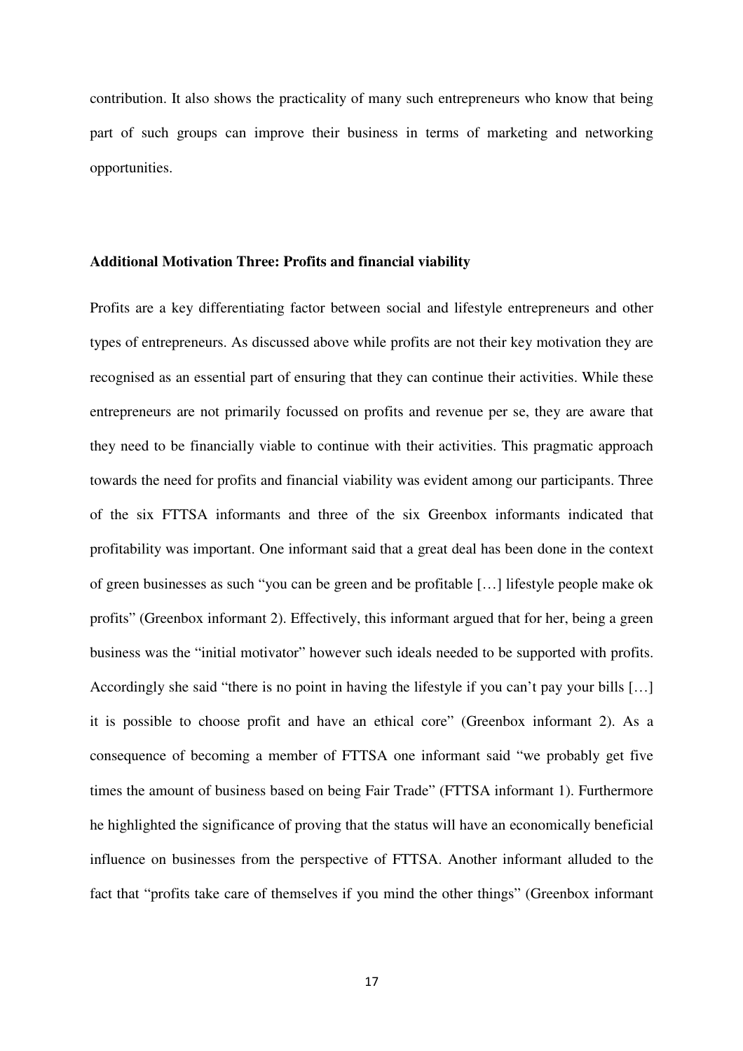contribution. It also shows the practicality of many such entrepreneurs who know that being part of such groups can improve their business in terms of marketing and networking opportunities.

**Additional Motivation Three: Profits and financial viability**

Profits are a key differentiating factor between social and lifestyle entrepreneurs and other types of entrepreneurs. As discussed above while profits are not their key motivation they are recognised as an essential part of ensuring that they can continue their activities. While these entrepreneurs are not primarily focussed on profits and revenue per se, they are aware that they need to be financially viable to continue with their activities. This pragmatic approach towards the need for profits and financial viability was evident among our participants. Three of the six FTTSA informants and three of the six Greenbox informants indicated that profitability was important. One informant said that a great deal has been done in the context of green businesses as such "you can be green and be profitable […] lifestyle people make ok profits" (Greenbox informant 2). Effectively, this informant argued that for her, being a green business was the "initial motivator" however such ideals needed to be supported with profits. Accordingly she said "there is no point in having the lifestyle if you can't pay your bills […] it is possible to choose profit and have an ethical core" (Greenbox informant 2). As a consequence of becoming a member of FTTSA one informant said "we probably get five times the amount of business based on being Fair Trade" (FTTSA informant 1). Furthermore he highlighted the significance of proving that the status will have an economically beneficial influence on businesses from the perspective of FTTSA. Another informant alluded to the fact that "profits take care of themselves if you mind the other things" (Greenbox informant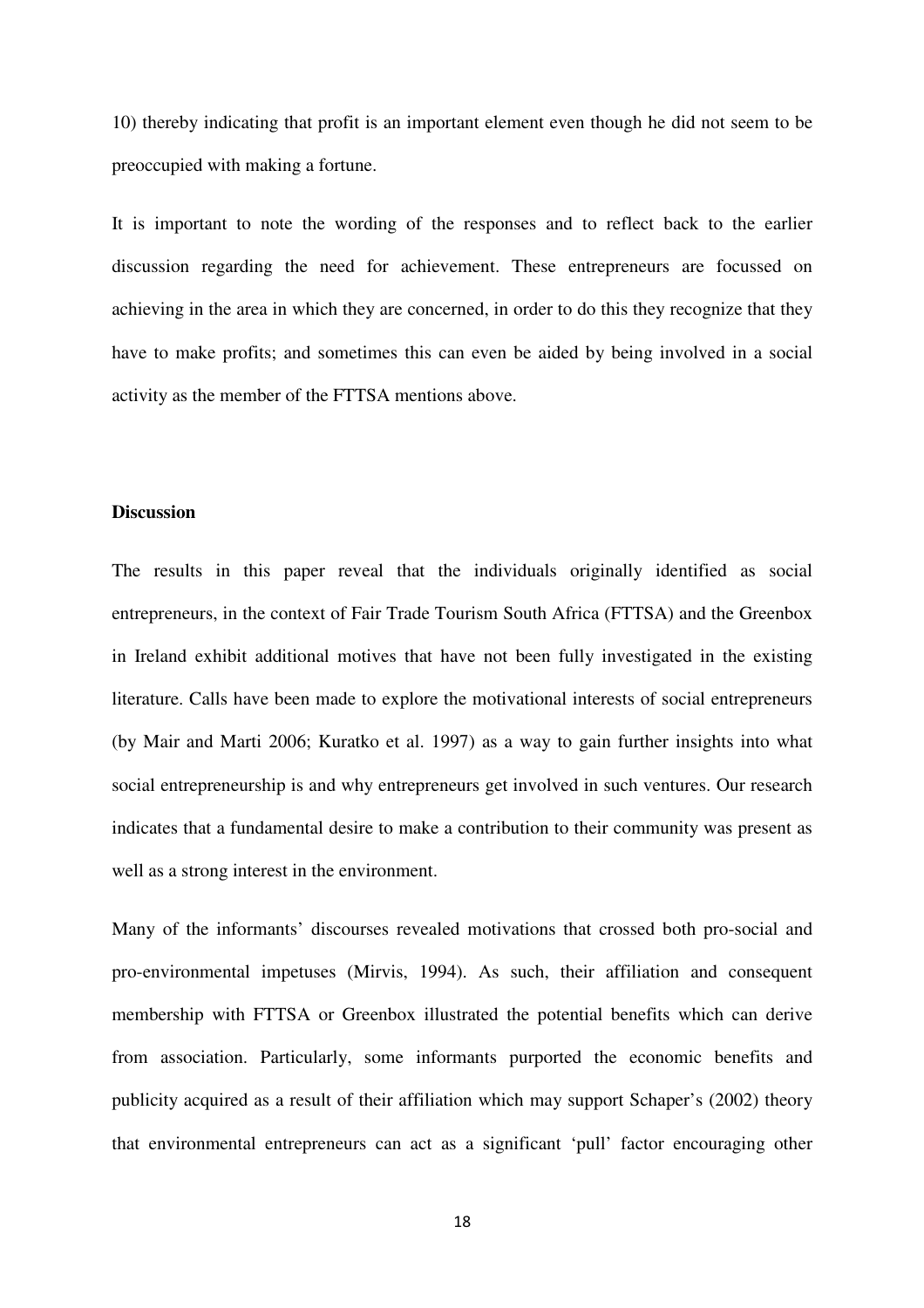10) thereby indicating that profit is an important element even though he did not seem to be preoccupied with making a fortune.

It is important to note the wording of the responses and to reflect back to the earlier discussion regarding the need for achievement. These entrepreneurs are focussed on achieving in the area in which they are concerned, in order to do this they recognize that they have to make profits; and sometimes this can even be aided by being involved in a social activity as the member of the FTTSA mentions above.

**Discussion**

The results in this paper reveal that the individuals originally identified as social entrepreneurs, in the context of Fair Trade Tourism South Africa (FTTSA) and the Greenbox in Ireland exhibit additional motives that have not been fully investigated in the existing literature. Calls have been made to explore the motivational interests of social entrepreneurs (by Mair and Marti 2006; Kuratko et al. 1997) as a way to gain further insights into what social entrepreneurship is and why entrepreneurs get involved in such ventures. Our research indicates that a fundamental desire to make a contribution to their community was present as well as a strong interest in the environment.

Many of the informants' discourses revealed motivations that crossed both pro-social and pro-environmental impetuses (Mirvis, 1994). As such, their affiliation and consequent membership with FTTSA or Greenbox illustrated the potential benefits which can derive from association. Particularly, some informants purported the economic benefits and publicity acquired as a result of their affiliation which may support Schaper's (2002) theory that environmental entrepreneurs can act as a significant 'pull' factor encouraging other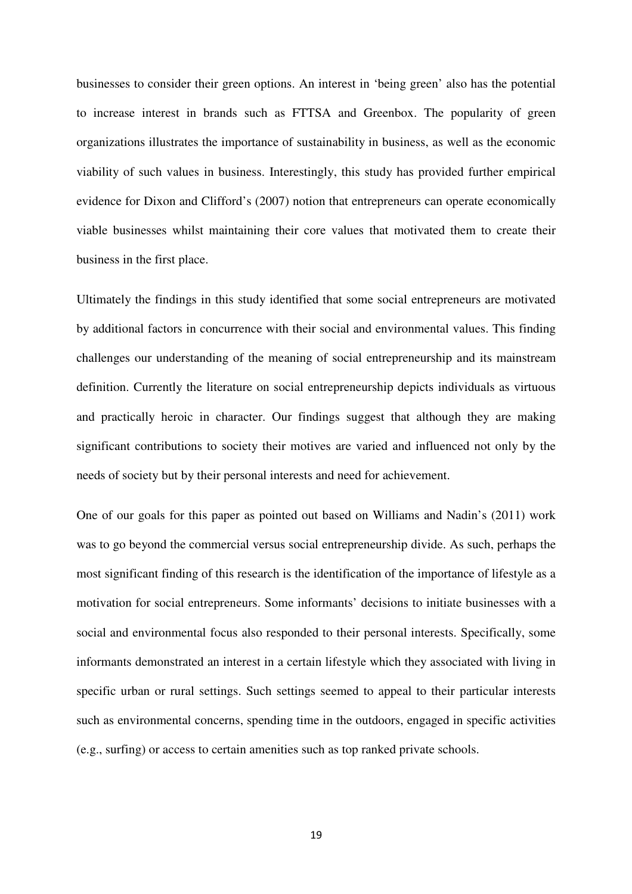businesses to consider their green options. An interest in 'being green' also has the potential to increase interest in brands such as FTTSA and Greenbox. The popularity of green organizations illustrates the importance of sustainability in business, as well as the economic viability of such values in business. Interestingly, this study has provided further empirical evidence for Dixon and Clifford's (2007) notion that entrepreneurs can operate economically viable businesses whilst maintaining their core values that motivated them to create their business in the first place.

Ultimately the findings in this study identified that some social entrepreneurs are motivated by additional factors in concurrence with their social and environmental values. This finding challenges our understanding of the meaning of social entrepreneurship and its mainstream definition. Currently the literature on social entrepreneurship depicts individuals as virtuous and practically heroic in character. Our findings suggest that although they are making significant contributions to society their motives are varied and influenced not only by the needs of society but by their personal interests and need for achievement.

One of our goals for this paper as pointed out based on Williams and Nadin's (2011) work was to go beyond the commercial versus social entrepreneurship divide. As such, perhaps the most significant finding of this research is the identification of the importance of lifestyle as a motivation for social entrepreneurs. Some informants' decisions to initiate businesses with a social and environmental focus also responded to their personal interests. Specifically, some informants demonstrated an interest in a certain lifestyle which they associated with living in specific urban or rural settings. Such settings seemed to appeal to their particular interests such as environmental concerns, spending time in the outdoors, engaged in specific activities (e.g., surfing) or access to certain amenities such as top ranked private schools.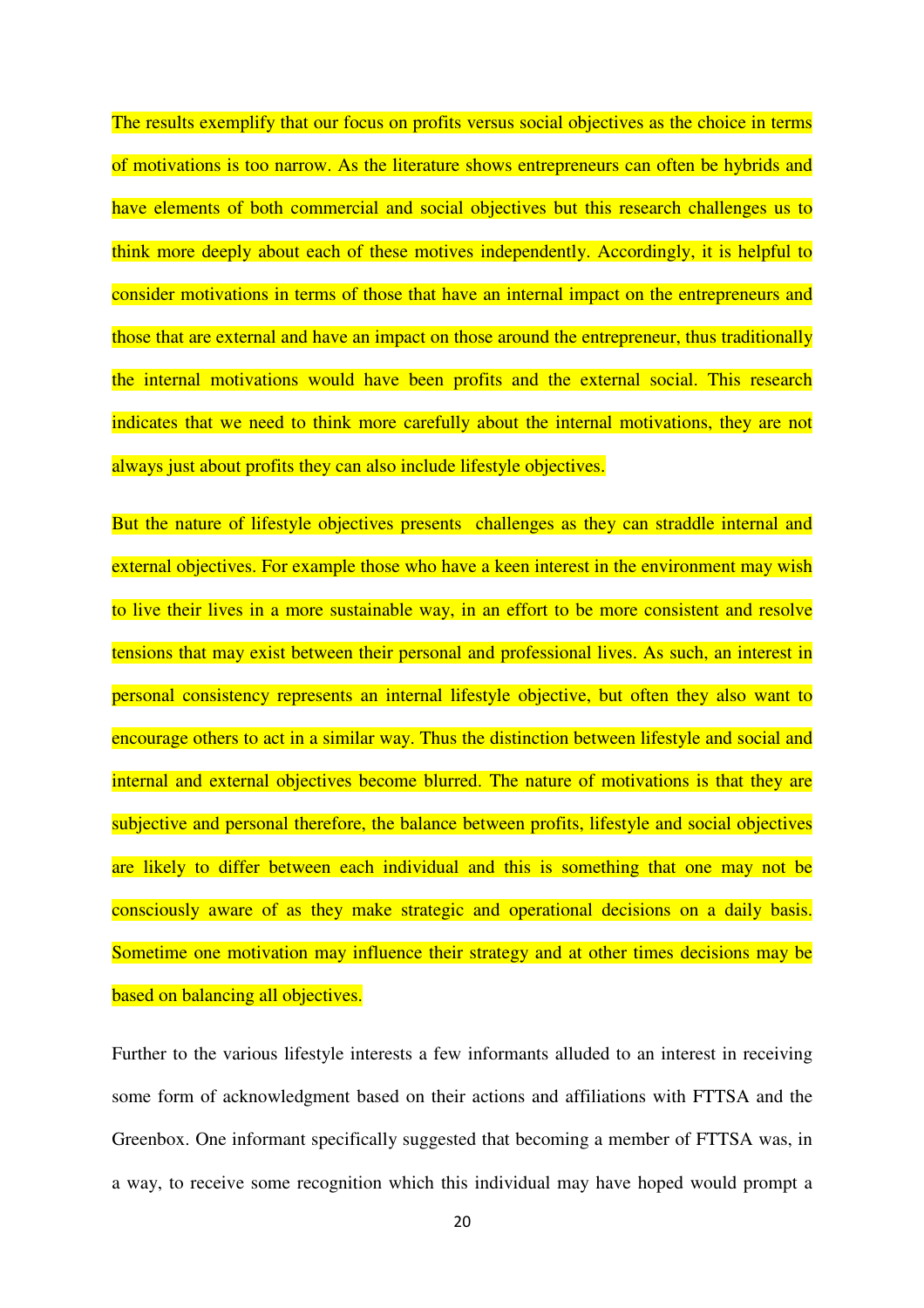The results exemplify that our focus on profits versus social objectives as the choice in terms of motivations is too narrow. As the literature shows entrepreneurs can often be hybrids and have elements of both commercial and social objectives but this research challenges us to think more deeply about each of these motives independently. Accordingly, it is helpful to consider motivations in terms of those that have an internal impact on the entrepreneurs and those that are external and have an impact on those around the entrepreneur, thus traditionally the internal motivations would have been profits and the external social. This research indicates that we need to think more carefully about the internal motivations, they are not always just about profits they can also include lifestyle objectives.

But the nature of lifestyle objectives presents challenges as they can straddle internal and external objectives. For example those who have a keen interest in the environment may wish to live their lives in a more sustainable way, in an effort to be more consistent and resolve tensions that may exist between their personal and professional lives. As such, an interest in personal consistency represents an internal lifestyle objective, but often they also want to encourage others to act in a similar way. Thus the distinction between lifestyle and social and internal and external objectives become blurred. The nature of motivations is that they are subjective and personal therefore, the balance between profits, lifestyle and social objectives are likely to differ between each individual and this is something that one may not be consciously aware of as they make strategic and operational decisions on a daily basis. Sometime one motivation may influence their strategy and at other times decisions may be based on balancing all objectives.

Further to the various lifestyle interests a few informants alluded to an interest in receiving some form of acknowledgment based on their actions and affiliations with FTTSA and the Greenbox. One informant specifically suggested that becoming a member of FTTSA was, in a way, to receive some recognition which this individual may have hoped would prompt a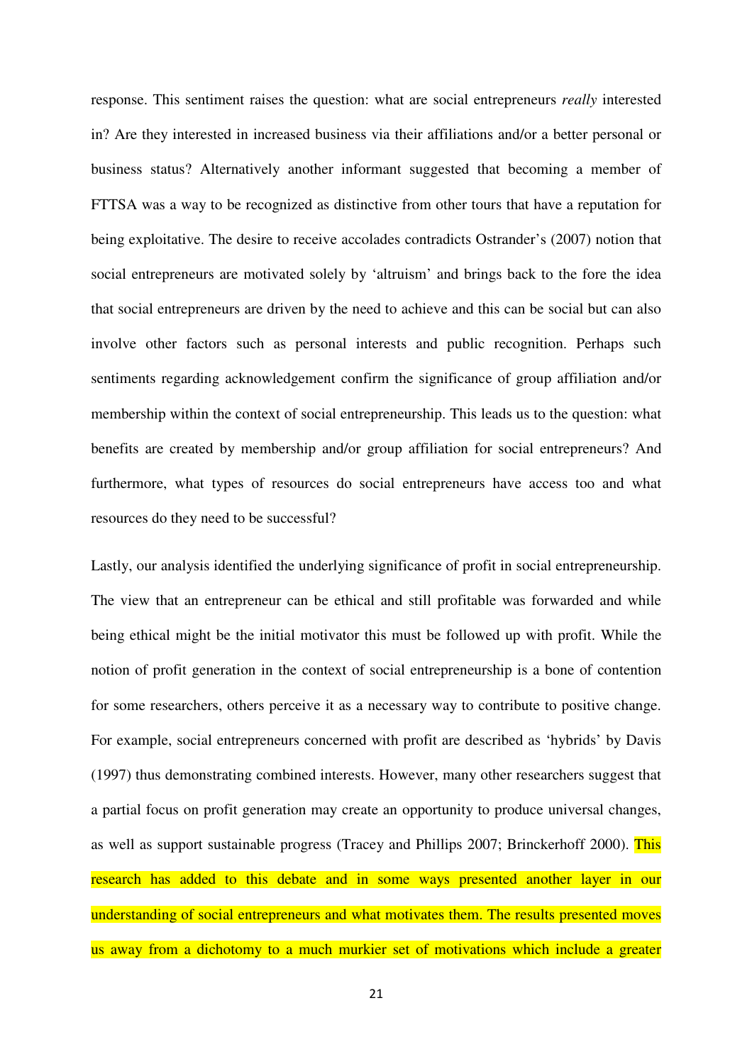response. This sentiment raises the question: what are social entrepreneurs *really* interested in? Are they interested in increased business via their affiliations and/or a better personal or business status? Alternatively another informant suggested that becoming a member of FTTSA was a way to be recognized as distinctive from other tours that have a reputation for being exploitative. The desire to receive accolades contradicts Ostrander's (2007) notion that social entrepreneurs are motivated solely by 'altruism' and brings back to the fore the idea that social entrepreneurs are driven by the need to achieve and this can be social but can also involve other factors such as personal interests and public recognition. Perhaps such sentiments regarding acknowledgement confirm the significance of group affiliation and/or membership within the context of social entrepreneurship. This leads us to the question: what benefits are created by membership and/or group affiliation for social entrepreneurs? And furthermore, what types of resources do social entrepreneurs have access too and what resources do they need to be successful?

Lastly, our analysis identified the underlying significance of profit in social entrepreneurship. The view that an entrepreneur can be ethical and still profitable was forwarded and while being ethical might be the initial motivator this must be followed up with profit. While the notion of profit generation in the context of social entrepreneurship is a bone of contention for some researchers, others perceive it as a necessary way to contribute to positive change. For example, social entrepreneurs concerned with profit are described as 'hybrids' by Davis (1997) thus demonstrating combined interests. However, many other researchers suggest that a partial focus on profit generation may create an opportunity to produce universal changes, as well as support sustainable progress (Tracey and Phillips 2007; Brinckerhoff 2000). This research has added to this debate and in some ways presented another layer in our understanding of social entrepreneurs and what motivates them. The results presented moves us away from a dichotomy to a much murkier set of motivations which include a greater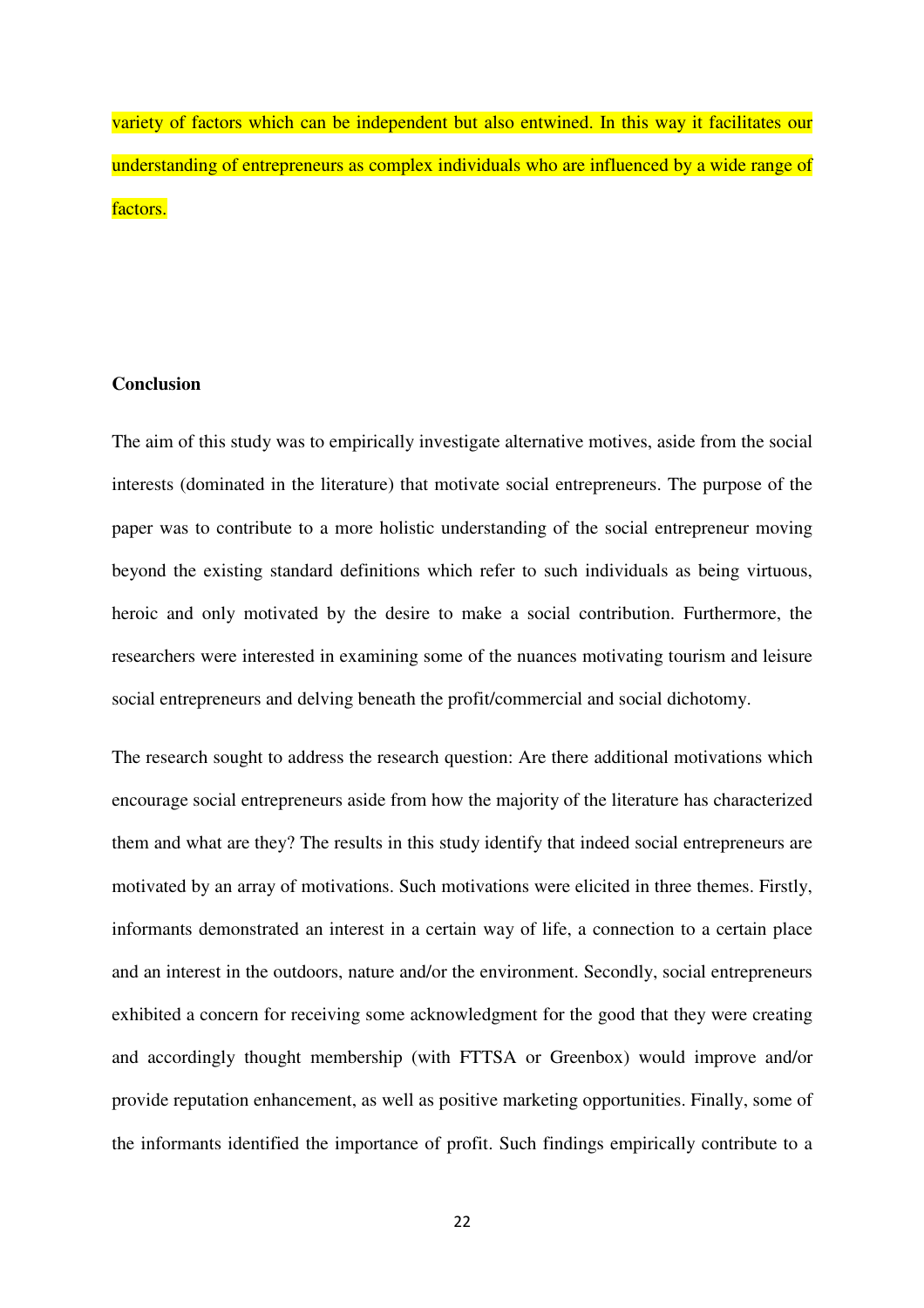variety of factors which can be independent but also entwined. In this way it facilitates our understanding of entrepreneurs as complex individuals who are influenced by a wide range of factors.

**Conclusion**

The aim of this study was to empirically investigate alternative motives, aside from the social interests (dominated in the literature) that motivate social entrepreneurs. The purpose of the paper was to contribute to a more holistic understanding of the social entrepreneur moving beyond the existing standard definitions which refer to such individuals as being virtuous, heroic and only motivated by the desire to make a social contribution. Furthermore, the researchers were interested in examining some of the nuances motivating tourism and leisure social entrepreneurs and delving beneath the profit/commercial and social dichotomy.

The research sought to address the research question: Are there additional motivations which encourage social entrepreneurs aside from how the majority of the literature has characterized them and what are they? The results in this study identify that indeed social entrepreneurs are motivated by an array of motivations. Such motivations were elicited in three themes. Firstly, informants demonstrated an interest in a certain way of life, a connection to a certain place and an interest in the outdoors, nature and/or the environment. Secondly, social entrepreneurs exhibited a concern for receiving some acknowledgment for the good that they were creating and accordingly thought membership (with FTTSA or Greenbox) would improve and/or provide reputation enhancement, as well as positive marketing opportunities. Finally, some of the informants identified the importance of profit. Such findings empirically contribute to a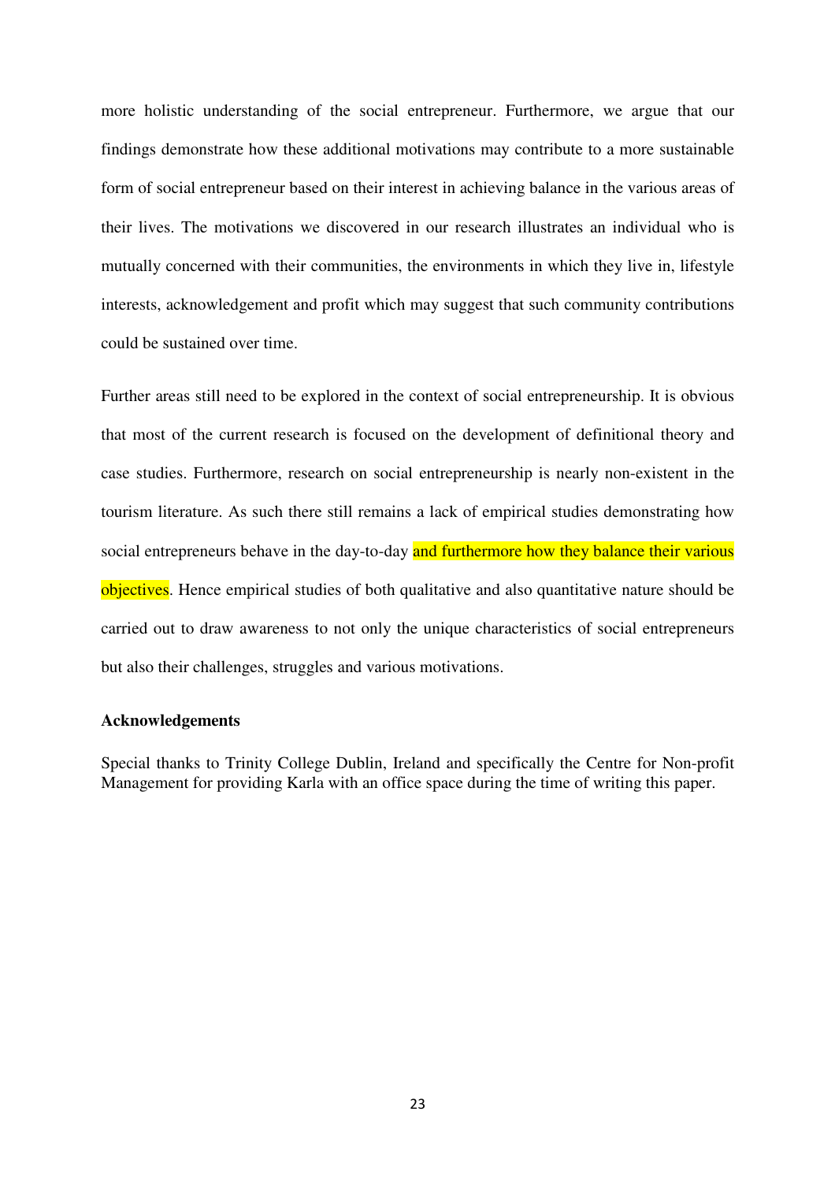more holistic understanding of the social entrepreneur. Furthermore, we argue that our findings demonstrate how these additional motivations may contribute to a more sustainable form of social entrepreneur based on their interest in achieving balance in the various areas of their lives. The motivations we discovered in our research illustrates an individual who is mutually concerned with their communities, the environments in which they live in, lifestyle interests, acknowledgement and profit which may suggest that such community contributions could be sustained over time.

Further areas still need to be explored in the context of social entrepreneurship. It is obvious that most of the current research is focused on the development of definitional theory and case studies. Furthermore, research on social entrepreneurship is nearly non-existent in the tourism literature. As such there still remains a lack of empirical studies demonstrating how social entrepreneurs behave in the day-to-day and furthermore how they balance their various objectives. Hence empirical studies of both qualitative and also quantitative nature should be carried out to draw awareness to not only the unique characteristics of social entrepreneurs but also their challenges, struggles and various motivations.

**Acknowledgements**

Special thanks to Trinity College Dublin, Ireland and specifically the Centre for Non-profit Management for providing Karla with an office space during the time of writing this paper.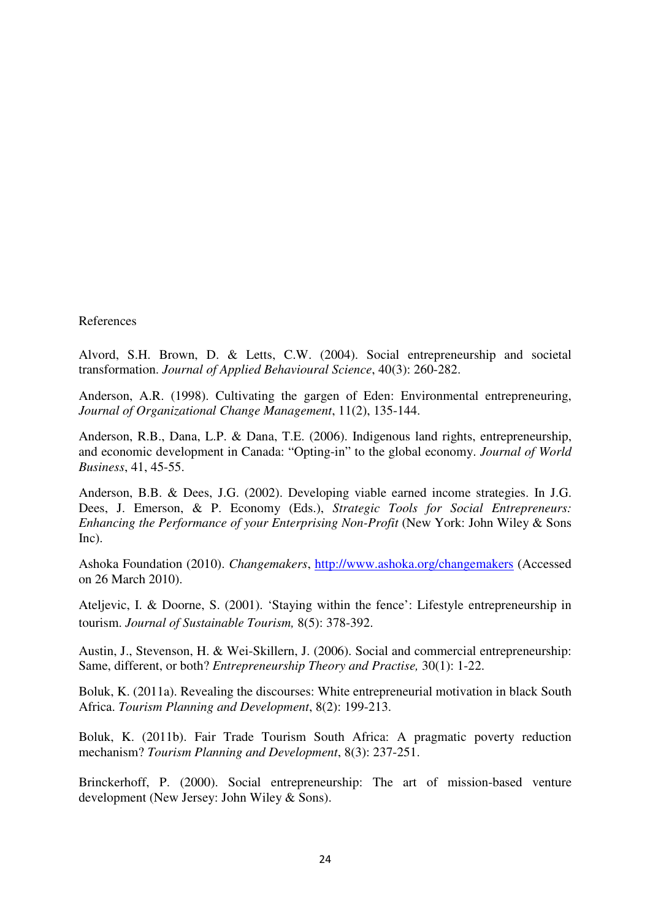References

Alvord, S.H. Brown, D. & Letts, C.W. (2004). Social entrepreneurship and societal transformation. *Journal of Applied Behavioural Science*, 40(3): 260-282.

Anderson, A.R. (1998). Cultivating the gargen of Eden: Environmental entrepreneuring, *Journal of Organizational Change Management*, 11(2), 135-144.

Anderson, R.B., Dana, L.P. & Dana, T.E. (2006). Indigenous land rights, entrepreneurship, and economic development in Canada: "Opting-in" to the global economy. *Journal of World Business*, 41, 45-55.

Anderson, B.B. & Dees, J.G. (2002). Developing viable earned income strategies. In J.G. Dees, J. Emerson, & P. Economy (Eds.), *Strategic Tools for Social Entrepreneurs: Enhancing the Performance of your Enterprising Non-Profit* (New York: John Wiley & Sons Inc).

Ashoka Foundation (2010). *Changemakers*, http://www.ashoka.org/changemakers (Accessed on 26 March 2010).

Ateljevic, I. & Doorne, S. (2001). 'Staying within the fence': Lifestyle entrepreneurship in tourism. *Journal of Sustainable Tourism,* 8(5): 378-392.

Austin, J., Stevenson, H. & Wei-Skillern, J. (2006). Social and commercial entrepreneurship: Same, different, or both? *Entrepreneurship Theory and Practise,* 30(1): 1-22.

Boluk, K. (2011a). Revealing the discourses: White entrepreneurial motivation in black South Africa. *Tourism Planning and Development*, 8(2): 199-213.

Boluk, K. (2011b). Fair Trade Tourism South Africa: A pragmatic poverty reduction mechanism? *Tourism Planning and Development*, 8(3): 237-251.

Brinckerhoff, P. (2000). Social entrepreneurship: The art of mission-based venture development (New Jersey: John Wiley & Sons).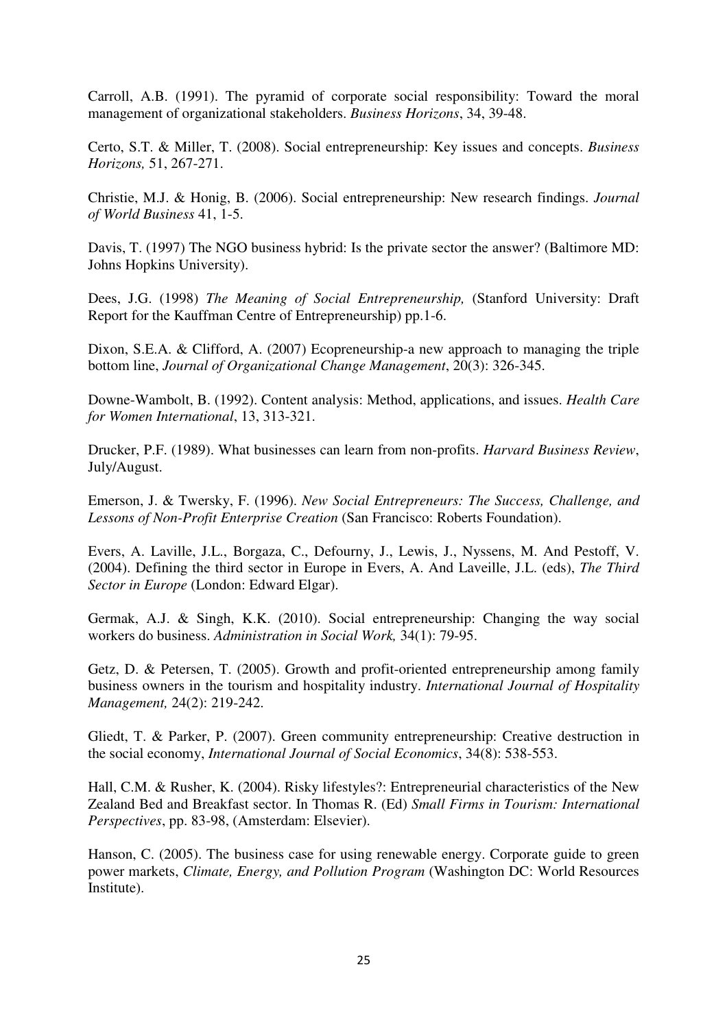Carroll, A.B. (1991). The pyramid of corporate social responsibility: Toward the moral management of organizational stakeholders. *Business Horizons*, 34, 39-48.

Certo, S.T. & Miller, T. (2008). Social entrepreneurship: Key issues and concepts. *Business Horizons,* 51, 267-271.

Christie, M.J. & Honig, B. (2006). Social entrepreneurship: New research findings. *Journal of World Business* 41, 1-5.

Davis, T. (1997) The NGO business hybrid: Is the private sector the answer? (Baltimore MD: Johns Hopkins University).

Dees, J.G. (1998) *The Meaning of Social Entrepreneurship,* (Stanford University: Draft Report for the Kauffman Centre of Entrepreneurship) pp.1-6.

Dixon, S.E.A. & Clifford, A. (2007) Ecopreneurship-a new approach to managing the triple bottom line, *Journal of Organizational Change Management*, 20(3): 326-345.

Downe-Wambolt, B. (1992). Content analysis: Method, applications, and issues. *Health Care for Women International*, 13, 313-321.

Drucker, P.F. (1989). What businesses can learn from non-profits. *Harvard Business Review*, July/August.

Emerson, J. & Twersky, F. (1996). *New Social Entrepreneurs: The Success, Challenge, and Lessons of Non-Profit Enterprise Creation* (San Francisco: Roberts Foundation).

Evers, A. Laville, J.L., Borgaza, C., Defourny, J., Lewis, J., Nyssens, M. And Pestoff, V. (2004). Defining the third sector in Europe in Evers, A. And Laveille, J.L. (eds), *The Third Sector in Europe* (London: Edward Elgar).

Germak, A.J. & Singh, K.K. (2010). Social entrepreneurship: Changing the way social workers do business. *Administration in Social Work,* 34(1): 79-95.

Getz, D. & Petersen, T. (2005). Growth and profit-oriented entrepreneurship among family business owners in the tourism and hospitality industry. *International Journal of Hospitality Management,* 24(2): 219-242.

Gliedt, T. & Parker, P. (2007). Green community entrepreneurship: Creative destruction in the social economy, *International Journal of Social Economics*, 34(8): 538-553.

Hall, C.M. & Rusher, K. (2004). Risky lifestyles?: Entrepreneurial characteristics of the New Zealand Bed and Breakfast sector. In Thomas R. (Ed) *Small Firms in Tourism: International Perspectives*, pp. 83-98, (Amsterdam: Elsevier).

Hanson, C. (2005). The business case for using renewable energy. Corporate guide to green power markets, *Climate, Energy, and Pollution Program* (Washington DC: World Resources Institute).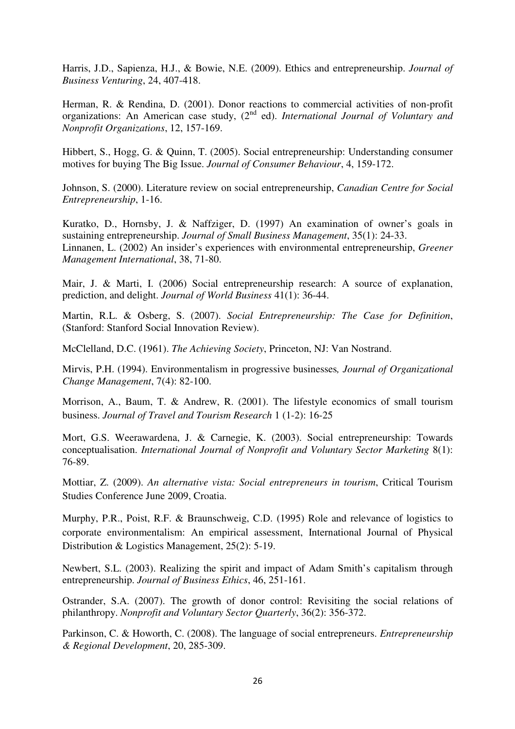Harris, J.D., Sapienza, H.J., & Bowie, N.E. (2009). Ethics and entrepreneurship. *Journal of Business Venturing*, 24, 407-418.

Herman, R. & Rendina, D. (2001). Donor reactions to commercial activities of non-profit organizations: An American case study, (2nd ed). *International Journal of Voluntary and Nonprofit Organizations*, 12, 157-169.

Hibbert, S., Hogg, G. & Quinn, T. (2005). Social entrepreneurship: Understanding consumer motives for buying The Big Issue. *Journal of Consumer Behaviour*, 4, 159-172.

Johnson, S. (2000). Literature review on social entrepreneurship, *Canadian Centre for Social Entrepreneurship*, 1-16.

Kuratko, D., Hornsby, J. & Naffziger, D. (1997) An examination of owner's goals in sustaining entrepreneurship. *Journal of Small Business Management*, 35(1): 24-33.

Linnanen, L. (2002) An insider's experiences with environmental entrepreneurship, *Greener Management International*, 38, 71-80.

Mair, J. & Marti, I. (2006) Social entrepreneurship research: A source of explanation, prediction, and delight. *Journal of World Business* 41(1): 36-44.

Martin, R.L. & Osberg, S. (2007). *Social Entrepreneurship: The Case for Definition*, (Stanford: Stanford Social Innovation Review).

McClelland, D.C. (1961). *The Achieving Society*, Princeton, NJ: Van Nostrand.

Mirvis, P.H. (1994). Environmentalism in progressive businesses*, Journal of Organizational Change Management*, 7(4): 82-100.

Morrison, A., Baum, T. & Andrew, R. (2001). The lifestyle economics of small tourism business. *Journal of Travel and Tourism Research* 1 (1-2): 16-25

Mort, G.S. Weerawardena, J. & Carnegie, K. (2003). Social entrepreneurship: Towards conceptualisation. *International Journal of Nonprofit and Voluntary Sector Marketing* 8(1): 76-89.

Mottiar, Z. (2009). *An alternative vista: Social entrepreneurs in tourism*, Critical Tourism Studies Conference June 2009, Croatia.

Murphy, P.R., Poist, R.F. & Braunschweig, C.D. (1995) Role and relevance of logistics to corporate environmentalism: An empirical assessment, International Journal of Physical Distribution & Logistics Management, 25(2): 5-19.

Newbert, S.L. (2003). Realizing the spirit and impact of Adam Smith's capitalism through entrepreneurship. *Journal of Business Ethics*, 46, 251-161.

Ostrander, S.A. (2007). The growth of donor control: Revisiting the social relations of philanthropy. *Nonprofit and Voluntary Sector Quarterly*, 36(2): 356-372.

Parkinson, C. & Howorth, C. (2008). The language of social entrepreneurs. *Entrepreneurship & Regional Development*, 20, 285-309.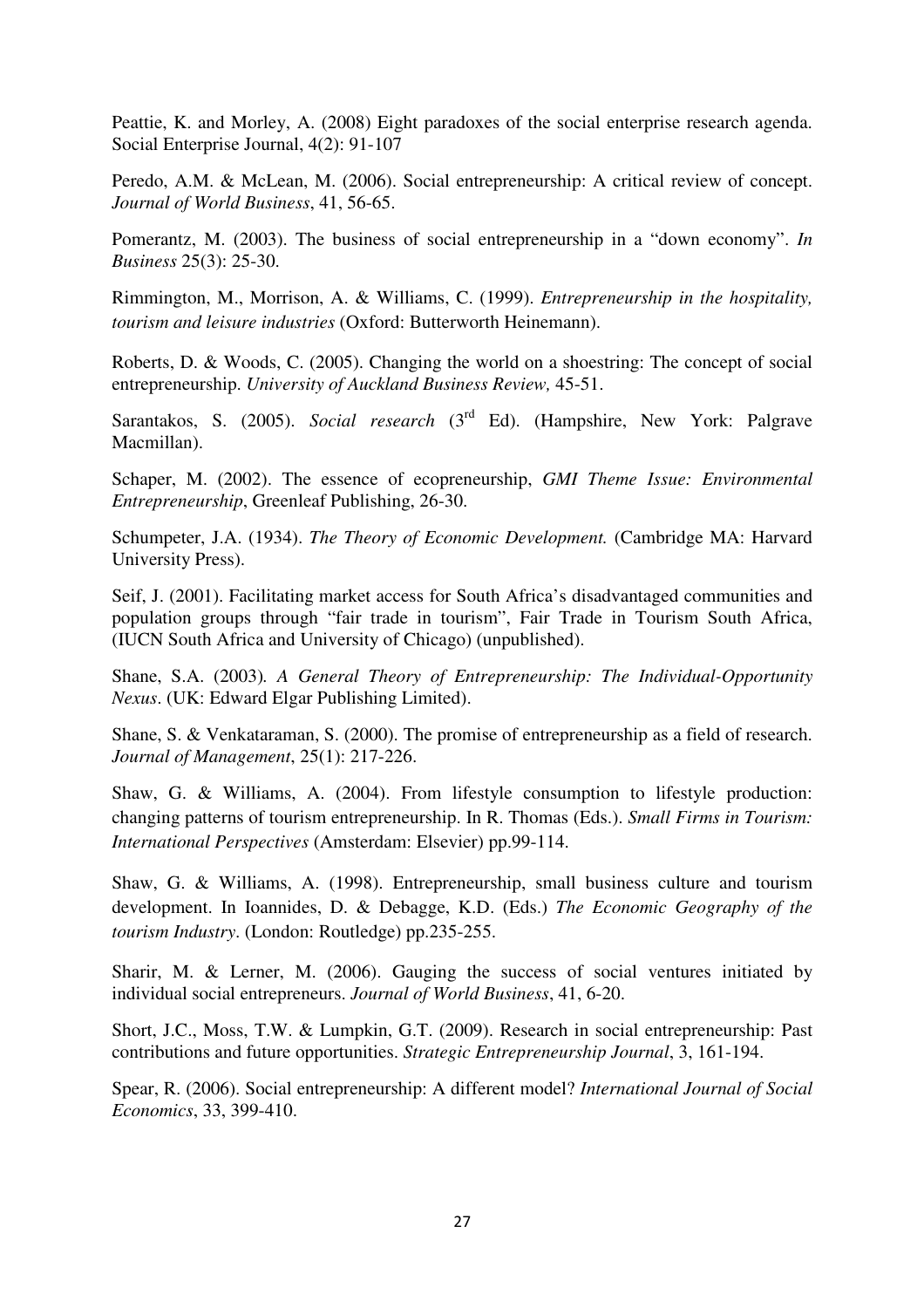Peattie, K. and Morley, A. (2008) Eight paradoxes of the social enterprise research agenda. Social Enterprise Journal, 4(2): 91-107

Peredo, A.M. & McLean, M. (2006). Social entrepreneurship: A critical review of concept. *Journal of World Business*, 41, 56-65.

Pomerantz, M. (2003). The business of social entrepreneurship in a "down economy". *In Business* 25(3): 25-30.

Rimmington, M., Morrison, A. & Williams, C. (1999). *Entrepreneurship in the hospitality, tourism and leisure industries* (Oxford: Butterworth Heinemann).

Roberts, D. & Woods, C. (2005). Changing the world on a shoestring: The concept of social entrepreneurship. *University of Auckland Business Review,* 45-51.

Sarantakos, S. (2005). *Social research* (3rd Ed). (Hampshire, New York: Palgrave Macmillan).

Schaper, M. (2002). The essence of ecopreneurship, *GMI Theme Issue: Environmental Entrepreneurship*, Greenleaf Publishing, 26-30.

Schumpeter, J.A. (1934). *The Theory of Economic Development.* (Cambridge MA: Harvard University Press).

Seif, J. (2001). Facilitating market access for South Africa's disadvantaged communities and population groups through "fair trade in tourism", Fair Trade in Tourism South Africa, (IUCN South Africa and University of Chicago) (unpublished).

Shane, S.A. (2003). *A General Theory of Entrepreneurship: The Individual-Opportunity Nexus*. (UK: Edward Elgar Publishing Limited).

Shane, S. & Venkataraman, S. (2000). The promise of entrepreneurship as a field of research. *Journal of Management*, 25(1): 217-226.

Shaw, G. & Williams, A. (2004). From lifestyle consumption to lifestyle production: changing patterns of tourism entrepreneurship. In R. Thomas (Eds.). *Small Firms in Tourism: International Perspectives* (Amsterdam: Elsevier) pp.99-114.

Shaw, G. & Williams, A. (1998). Entrepreneurship, small business culture and tourism development. In Ioannides, D. & Debagge, K.D. (Eds.) *The Economic Geography of the tourism Industry*. (London: Routledge) pp.235-255.

Sharir, M. & Lerner, M. (2006). Gauging the success of social ventures initiated by individual social entrepreneurs. *Journal of World Business*, 41, 6-20.

Short, J.C., Moss, T.W. & Lumpkin, G.T. (2009). Research in social entrepreneurship: Past contributions and future opportunities. *Strategic Entrepreneurship Journal*, 3, 161-194.

Spear, R. (2006). Social entrepreneurship: A different model? *International Journal of Social Economics*, 33, 399-410.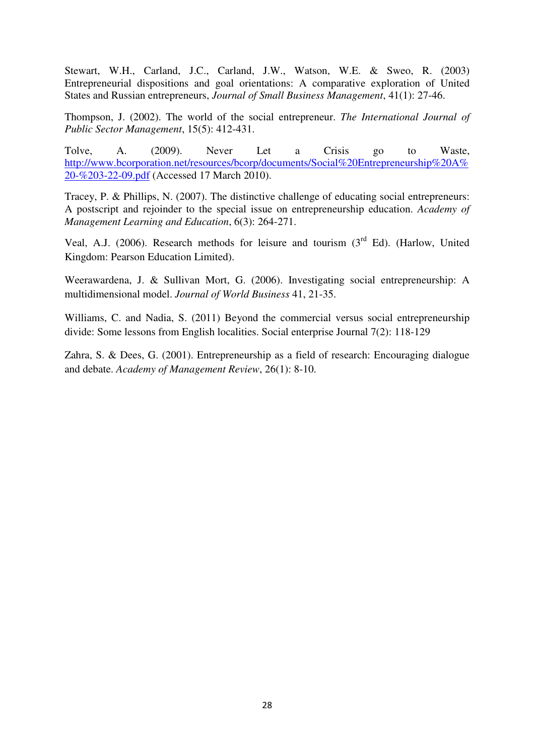Stewart, W.H., Carland, J.C., Carland, J.W., Watson, W.E. & Sweo, R. (2003) Entrepreneurial dispositions and goal orientations: A comparative exploration of United States and Russian entrepreneurs, *Journal of Small Business Management*, 41(1): 27-46.

Thompson, J. (2002). The world of the social entrepreneur. *The International Journal of Public Sector Management*, 15(5): 412-431.

Tolve, A. (2009). Never Let a Crisis go to Waste, http://www.bcorporation.net/resources/bcorp/documents/Social%20Entrepreneurship%20A%20-%203-22-09.pdf (Accessed 17 March 2010).

Tracey, P. & Phillips, N. (2007). The distinctive challenge of educating social entrepreneurs: A postscript and rejoinder to the special issue on entrepreneurship education. *Academy of Management Learning and Education*, 6(3): 264-271.

Veal, A.J. (2006). Research methods for leisure and tourism (3rd Ed). (Harlow, United Kingdom: Pearson Education Limited).

Weerawardena, J. & Sullivan Mort, G. (2006). Investigating social entrepreneurship: A multidimensional model. *Journal of World Business* 41, 21-35.

Williams, C. and Nadia, S. (2011) Beyond the commercial versus social entrepreneurship divide: Some lessons from English localities. Social enterprise Journal 7(2): 118-129

Zahra, S. & Dees, G. (2001). Entrepreneurship as a field of research: Encouraging dialogue and debate. *Academy of Management Review*, 26(1): 8-10.